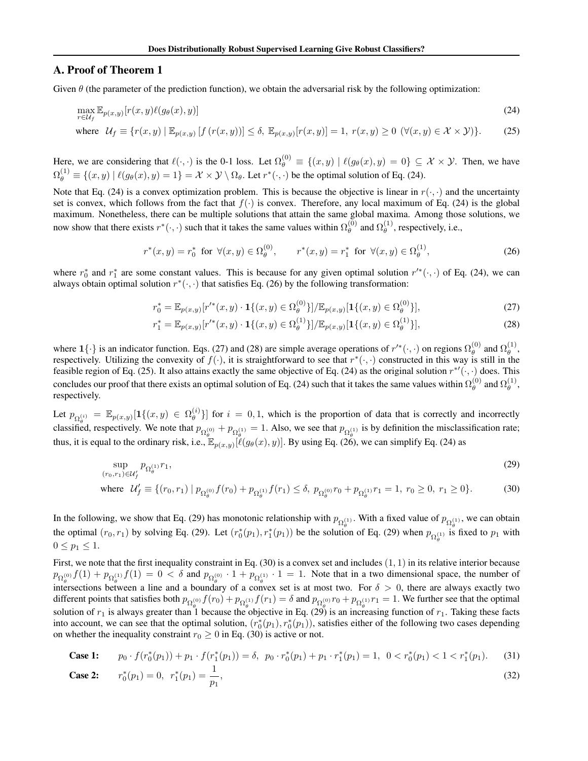## A. Proof of Theorem 1

Given $\theta$ (the parameter of the prediction function), we obtain the adversarial risk by the following optimization:

$$\max_{r \in \mathcal{U}_f} \mathbb{E}_{p(x,y)}[r(x,y)\ell(g_\theta(x), y)] \tag{24}$$

$$\text{where} \quad \mathcal{U}_f \equiv \{r(x,y) \mid \mathbb{E}_{p(x,y)}\left[f\left(r(x,y)\right)\right] \leq \delta,\ \mathbb{E}_{p(x,y)}[r(x,y)] = 1,\ r(x,y) \geq 0\ (\forall (x,y) \in \mathcal{X} \times \mathcal{Y})\}. \tag{25}$$

Here, we are considering that $\ell(\cdot,\cdot)$ is the 0-1 loss. Let $\Omega_\theta^{(0)} \equiv \{(x,y) \mid \ell(g_\theta(x), y) = 0\} \subseteq \mathcal{X} \times \mathcal{Y}$. Then, we have $\Omega_\theta^{(1)} \equiv \{(x,y) \mid \ell(g_\theta(x), y) = 1\} = \mathcal{X} \times \mathcal{Y} \setminus \Omega_\theta$. Let $r^*(\cdot,\cdot)$ be the optimal solution of Eq. (24).

Note that Eq. (24) is a convex optimization problem. This is because the objective is linear in $r(\cdot,\cdot)$ and the uncertainty set is convex, which follows from the fact that $f(\cdot)$ is convex. Therefore, any local maximum of Eq. (24) is the global maximum. Nonetheless, there can be multiple solutions that attain the same global maxima. Among those solutions, we now show that there exists $r^*(\cdot,\cdot)$ such that it takes the same values within $\Omega_\theta^{(0)}$ and $\Omega_\theta^{(1)}$, respectively, i.e.,

$$r^*(x,y) = r_0^* \ \text{ for } \ \forall (x,y) \in \Omega_\theta^{(0)}, \qquad r^*(x,y) = r_1^* \ \text{ for } \ \forall (x,y) \in \Omega_\theta^{(1)}, \tag{26}$$

where $r_0^*$ and $r_1^*$ are some constant values. This is because for any given optimal solution $r'^*(\cdot,\cdot)$ of Eq. (24), we can always obtain optimal solution $r^*(\cdot,\cdot)$ that satisfies Eq. (26) by the following transformation:

$$r_0^* = \mathbb{E}_{p(x,y)}[r'^*(x,y) \cdot \mathbf{1}\{(x,y) \in \Omega_\theta^{(0)}\}] / \mathbb{E}_{p(x,y)}[\mathbf{1}\{(x,y) \in \Omega_\theta^{(0)}\}], \tag{27}$$

$$r_1^* = \mathbb{E}_{p(x,y)}[r'^*(x,y) \cdot \mathbf{1}\{(x,y) \in \Omega_\theta^{(1)}\}] / \mathbb{E}_{p(x,y)}[\mathbf{1}\{(x,y) \in \Omega_\theta^{(1)}\}], \tag{28}$$

where $\mathbf{1}\{\cdot\}$ is an indicator function. Eqs. (27) and (28) are simple average operations of $r'^*(\cdot,\cdot)$ on regions $\Omega_\theta^{(0)}$ and $\Omega_\theta^{(1)}$, respectively. Utilizing the convexity of $f(\cdot)$, it is straightforward to see that $r^*(\cdot,\cdot)$ constructed in this way is still in the feasible region of Eq. (25). It also attains exactly the same objective of Eq. (24) as the original solution $r^{*\prime}(\cdot,\cdot)$ does. This concludes our proof that there exists an optimal solution of Eq. (24) such that it takes the same values within $\Omega_\theta^{(0)}$ and $\Omega_\theta^{(1)}$, respectively.

Let $p_{\Omega_\theta^{(i)}} = \mathbb{E}_{p(x,y)}[\mathbf{1}\{(x,y) \in \Omega_\theta^{(i)}\}]$ for $i = 0, 1$, which is the proportion of data that is correctly and incorrectly classified, respectively. We note that $p_{\Omega_\theta^{(0)}} + p_{\Omega_\theta^{(1)}} = 1$. Also, we see that $p_{\Omega_\theta^{(1)}}$ is by definition the misclassification rate; thus, it is equal to the ordinary risk, i.e., $\mathbb{E}_{p(x,y)}[\ell(g_\theta(x), y)]$. By using Eq. (26), we can simplify Eq. (24) as

$$\sup_{(r_0, r_1) \in \mathcal{U}'_f} p_{\Omega_\theta^{(1)}} r_1, \tag{29}$$

$$\text{where} \quad \mathcal{U}'_f \equiv \{(r_0, r_1) \mid p_{\Omega_\theta^{(0)}} f(r_0) + p_{\Omega_\theta^{(1)}} f(r_1) \leq \delta,\ p_{\Omega_\theta^{(0)}} r_0 + p_{\Omega_\theta^{(1)}} r_1 = 1,\ r_0 \geq 0,\ r_1 \geq 0\}. \tag{30}$$

In the following, we show that Eq. (29) has monotonic relationship with $p_{\Omega_\theta^{(1)}}$. With a fixed value of $p_{\Omega_\theta^{(1)}}$, we can obtain the optimal $(r_0, r_1)$ by solving Eq. (29). Let $(r_0^*(p_1), r_1^*(p_1))$ be the solution of Eq. (29) when $p_{\Omega_\theta^{(1)}}$ is fixed to $p_1$ with $0 \leq p_1 \leq 1$.

First, we note that the first inequality constraint in Eq. (30) is a convex set and includes $(1, 1)$ in its relative interior because $p_{\Omega_\theta^{(0)}} f(1) + p_{\Omega_\theta^{(1)}} f(1) = 0 < \delta$ and $p_{\Omega_\theta^{(0)}} \cdot 1 + p_{\Omega_\theta^{(1)}} \cdot 1 = 1$. Note that in a two dimensional space, the number of intersections between a line and a boundary of a convex set is at most two. For $\delta > 0$, there are always exactly two different points that satisfies both $p_{\Omega_\theta^{(0)}} f(r_0) + p_{\Omega_\theta^{(1)}} f(r_1) = \delta$ and $p_{\Omega_\theta^{(0)}} r_0 + p_{\Omega_\theta^{(1)}} r_1 = 1$. We further see that the optimal solution of $r_1$ is always greater than 1 because the objective in Eq. (29) is an increasing function of $r_1$. Taking these facts into account, we can see that the optimal solution, $(r_0^*(p_1), r_0^*(p_1))$, satisfies either of the following two cases depending on whether the inequality constraint $r_0 \geq 0$ in Eq. (30) is active or not.

$$\textbf{Case 1:} \qquad p_0 \cdot f(r_0^*(p_1)) + p_1 \cdot f(r_1^*(p_1)) = \delta,\ \ p_0 \cdot r_0^*(p_1) + p_1 \cdot r_1^*(p_1) = 1,\ \ 0 < r_0^*(p_1) < 1 < r_1^*(p_1). \tag{31}$$

$$\textbf{Case 2:} \qquad r_0^*(p_1) = 0,\ \ r_1^*(p_1) = \frac{1}{p_1}, \tag{32}$$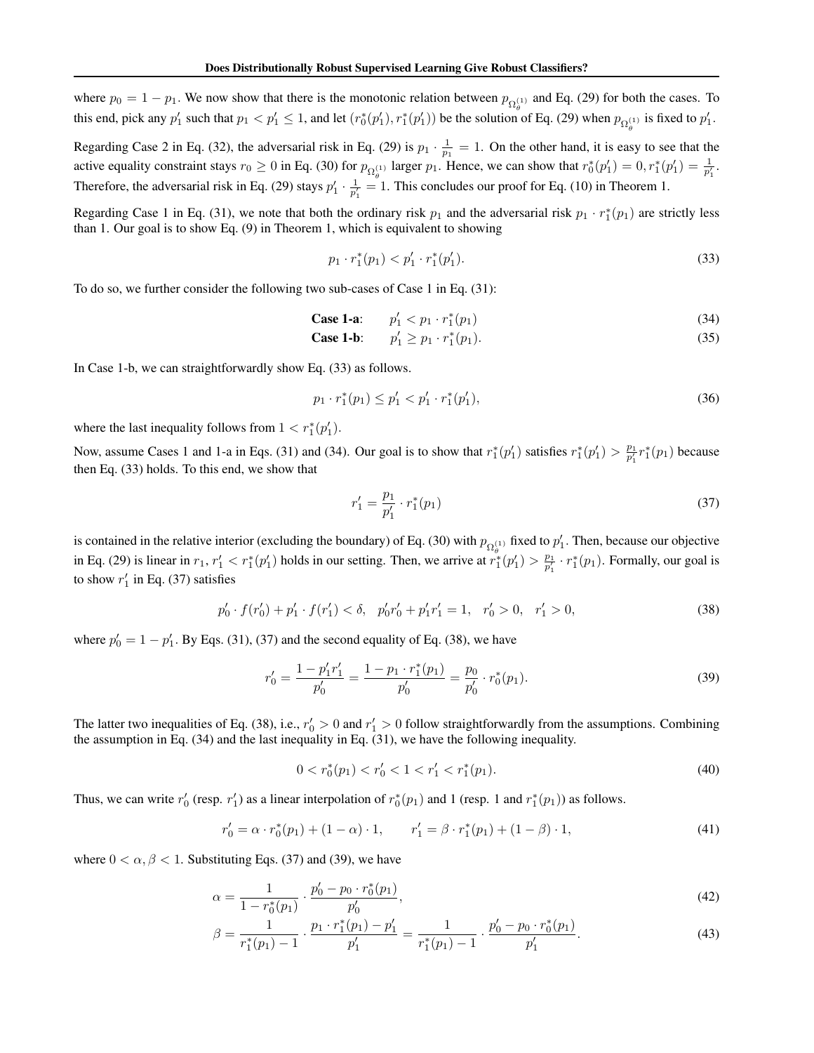where $p_0 = 1 - p_1$. We now show that there is the monotonic relation between $p_{\Omega_\theta^{(1)}}$ and Eq. (29) for both the cases. To this end, pick any $p_1'$ such that $p_1 < p_1' \leq 1$, and let $(r_0^*(p_1'), r_1^*(p_1'))$ be the solution of Eq. (29) when $p_{\Omega_\theta^{(1)}}$ is fixed to $p_1'$.

Regarding Case 2 in Eq. (32), the adversarial risk in Eq. (29) is $p_1 \cdot \frac{1}{p_1} = 1$. On the other hand, it is easy to see that the active equality constraint stays $r_0 \geq 0$ in Eq. (30) for $p_{\Omega_\theta^{(1)}}$ larger $p_1$. Hence, we can show that $r_0^*(p_1') = 0, r_1^*(p_1') = \frac{1}{p_1'}$. Therefore, the adversarial risk in Eq. (29) stays $p_1' \cdot \frac{1}{p_1'} = 1$. This concludes our proof for Eq. (10) in Theorem 1.

Regarding Case 1 in Eq. (31), we note that both the ordinary risk $p_1$ and the adversarial risk $p_1 \cdot r_1^*(p_1)$ are strictly less than 1. Our goal is to show Eq. (9) in Theorem 1, which is equivalent to showing

$$p_1 \cdot r_1^*(p_1) < p_1' \cdot r_1^*(p_1'). \tag{33}$$

To do so, we further consider the following two sub-cases of Case 1 in Eq. (31):

$$\textbf{Case 1-a}: \qquad p_1' < p_1 \cdot r_1^*(p_1) \tag{34}$$

$$\textbf{Case 1-b}: \qquad p_1' \geq p_1 \cdot r_1^*(p_1). \tag{35}$$

In Case 1-b, we can straightforwardly show Eq. (33) as follows.

$$p_1 \cdot r_1^*(p_1) \leq p_1' < p_1' \cdot r_1^*(p_1'), \tag{36}$$

where the last inequality follows from $1 < r_1^*(p_1')$.

Now, assume Cases 1 and 1-a in Eqs. (31) and (34). Our goal is to show that $r_1^*(p_1')$ satisfies $r_1^*(p_1') > \frac{p_1}{p_1'} r_1^*(p_1)$ because then Eq. (33) holds. To this end, we show that

$$r_1' = \frac{p_1}{p_1'} \cdot r_1^*(p_1) \tag{37}$$

is contained in the relative interior (excluding the boundary) of Eq. (30) with $p_{\Omega_\theta^{(1)}}$ fixed to $p_1'$. Then, because our objective in Eq. (29) is linear in $r_1$, $r_1' < r_1^*(p_1')$ holds in our setting. Then, we arrive at $r_1^*(p_1') > \frac{p_1}{p_1'} \cdot r_1^*(p_1)$. Formally, our goal is to show $r_1'$ in Eq. (37) satisfies

$$p_0' \cdot f(r_0') + p_1' \cdot f(r_1') < \delta, \quad p_0' r_0' + p_1' r_1' = 1, \quad r_0' > 0, \quad r_1' > 0, \tag{38}$$

where $p_0' = 1 - p_1'$. By Eqs. (31), (37) and the second equality of Eq. (38), we have

$$r_0' = \frac{1 - p_1' r_1'}{p_0'} = \frac{1 - p_1 \cdot r_1^*(p_1)}{p_0'} = \frac{p_0}{p_0'} \cdot r_0^*(p_1). \tag{39}$$

The latter two inequalities of Eq. (38), i.e., $r_0' > 0$ and $r_1' > 0$ follow straightforwardly from the assumptions. Combining the assumption in Eq. (34) and the last inequality in Eq. (31), we have the following inequality.

$$0 < r_0^*(p_1) < r_0' < 1 < r_1' < r_1^*(p_1). \tag{40}$$

Thus, we can write $r_0'$ (resp. $r_1'$) as a linear interpolation of $r_0^*(p_1)$ and 1 (resp. 1 and $r_1^*(p_1)$) as follows.

$$r_0' = \alpha \cdot r_0^*(p_1) + (1 - \alpha) \cdot 1, \qquad r_1' = \beta \cdot r_1^*(p_1) + (1 - \beta) \cdot 1, \tag{41}$$

where $0 < \alpha, \beta < 1$. Substituting Eqs. (37) and (39), we have

$$\alpha = \frac{1}{1 - r_0^*(p_1)} \cdot \frac{p_0' - p_0 \cdot r_0^*(p_1)}{p_0'}, \tag{42}$$

$$\beta = \frac{1}{r_1^*(p_1) - 1} \cdot \frac{p_1 \cdot r_1^*(p_1) - p_1'}{p_1'} = \frac{1}{r_1^*(p_1) - 1} \cdot \frac{p_0' - p_0 \cdot r_0^*(p_1)}{p_1'}. \tag{43}$$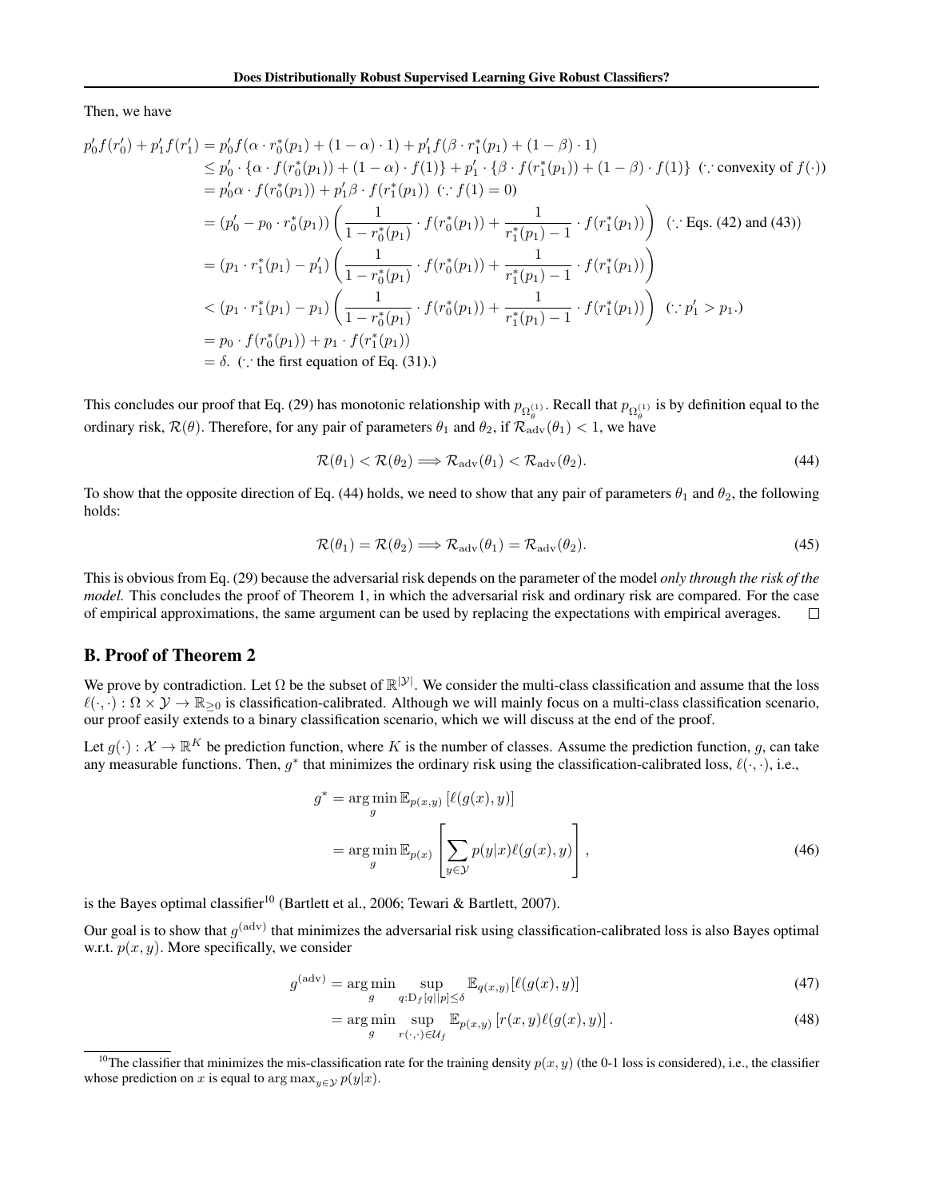Then, we have

$$
\begin{aligned}
p'_0 f(r'_0) + p'_1 f(r'_1) &= p'_0 f(\alpha \cdot r^*_0(p_1) + (1-\alpha)\cdot 1) + p'_1 f(\beta \cdot r^*_1(p_1) + (1-\beta)\cdot 1) \\
&\le p'_0 \cdot \{\alpha \cdot f(r^*_0(p_1)) + (1-\alpha)\cdot f(1)\} + p'_1 \cdot \{\beta \cdot f(r^*_1(p_1)) + (1-\beta)\cdot f(1)\} \;\; (\because \text{convexity of } f(\cdot)) \\
&= p'_0 \alpha \cdot f(r^*_0(p_1)) + p'_1 \beta \cdot f(r^*_1(p_1)) \;\; (\because f(1) = 0) \\
&= (p'_0 - p_0 \cdot r^*_0(p_1)) \left( \frac{1}{1 - r^*_0(p_1)} \cdot f(r^*_0(p_1)) + \frac{1}{r^*_1(p_1) - 1} \cdot f(r^*_1(p_1)) \right) \;\; (\because \text{Eqs. (42) and (43)}) \\
&= (p_1 \cdot r^*_1(p_1) - p'_1) \left( \frac{1}{1 - r^*_0(p_1)} \cdot f(r^*_0(p_1)) + \frac{1}{r^*_1(p_1) - 1} \cdot f(r^*_1(p_1)) \right) \\
&< (p_1 \cdot r^*_1(p_1) - p_1) \left( \frac{1}{1 - r^*_0(p_1)} \cdot f(r^*_0(p_1)) + \frac{1}{r^*_1(p_1) - 1} \cdot f(r^*_1(p_1)) \right) \;\; (\because p'_1 > p_1.) \\
&= p_0 \cdot f(r^*_0(p_1)) + p_1 \cdot f(r^*_1(p_1)) \\
&= \delta. \;\; (\because \text{the first equation of Eq. (31).})
\end{aligned}
$$

This concludes our proof that Eq. (29) has monotonic relationship with $p_{\Omega^{(1)}_\theta}$. Recall that $p_{\Omega^{(1)}_\theta}$ is by definition equal to the ordinary risk, $\mathcal{R}(\theta)$. Therefore, for any pair of parameters $\theta_1$ and $\theta_2$, if $\mathcal{R}_{\mathrm{adv}}(\theta_1) < 1$, we have

$$
\mathcal{R}(\theta_1) < \mathcal{R}(\theta_2) \Longrightarrow \mathcal{R}_{\mathrm{adv}}(\theta_1) < \mathcal{R}_{\mathrm{adv}}(\theta_2). \tag{44}
$$

To show that the opposite direction of Eq. (44) holds, we need to show that any pair of parameters $\theta_1$ and $\theta_2$, the following holds:

$$
\mathcal{R}(\theta_1) = \mathcal{R}(\theta_2) \Longrightarrow \mathcal{R}_{\mathrm{adv}}(\theta_1) = \mathcal{R}_{\mathrm{adv}}(\theta_2). \tag{45}
$$

This is obvious from Eq. (29) because the adversarial risk depends on the parameter of the model *only through the risk of the model.* This concludes the proof of Theorem 1, in which the adversarial risk and ordinary risk are compared. For the case of empirical approximations, the same argument can be used by replacing the expectations with empirical averages. □

## B. Proof of Theorem 2

We prove by contradiction. Let $\Omega$ be the subset of $\mathbb{R}^{|\mathcal{Y}|}$. We consider the multi-class classification and assume that the loss $\ell(\cdot,\cdot) : \Omega \times \mathcal{Y} \to \mathbb{R}_{\ge 0}$ is classification-calibrated. Although we will mainly focus on a multi-class classification scenario, our proof easily extends to a binary classification scenario, which we will discuss at the end of the proof.

Let $g(\cdot) : \mathcal{X} \to \mathbb{R}^K$ be prediction function, where $K$ is the number of classes. Assume the prediction function, $g$, can take any measurable functions. Then, $g^*$ that minimizes the ordinary risk using the classification-calibrated loss, $\ell(\cdot,\cdot)$, i.e.,

$$
\begin{aligned}
g^* &= \arg\min_g \mathbb{E}_{p(x,y)} \left[ \ell(g(x), y) \right] \\
&= \arg\min_g \mathbb{E}_{p(x)} \left[ \sum_{y \in \mathcal{Y}} p(y|x) \ell(g(x), y) \right],
\end{aligned} \tag{46}
$$

is the Bayes optimal classifier[10] (Bartlett et al., 2006; Tewari & Bartlett, 2007).

Our goal is to show that $g^{(\mathrm{adv})}$ that minimizes the adversarial risk using classification-calibrated loss is also Bayes optimal w.r.t. $p(x,y)$. More specifically, we consider

$$
g^{(\mathrm{adv})} = \arg\min_g \sup_{q : \mathrm{D}_f[q||p] \le \delta} \mathbb{E}_{q(x,y)}[\ell(g(x), y)] \tag{47}
$$

$$
= \arg\min_g \sup_{r(\cdot,\cdot) \in \mathcal{U}_f} \mathbb{E}_{p(x,y)} \left[ r(x,y) \ell(g(x), y) \right]. \tag{48}
$$

[10] The classifier that minimizes the mis-classification rate for the training density $p(x,y)$ (the 0-1 loss is considered), i.e., the classifier whose prediction on $x$ is equal to $\arg\max_{y \in \mathcal{Y}} p(y|x)$.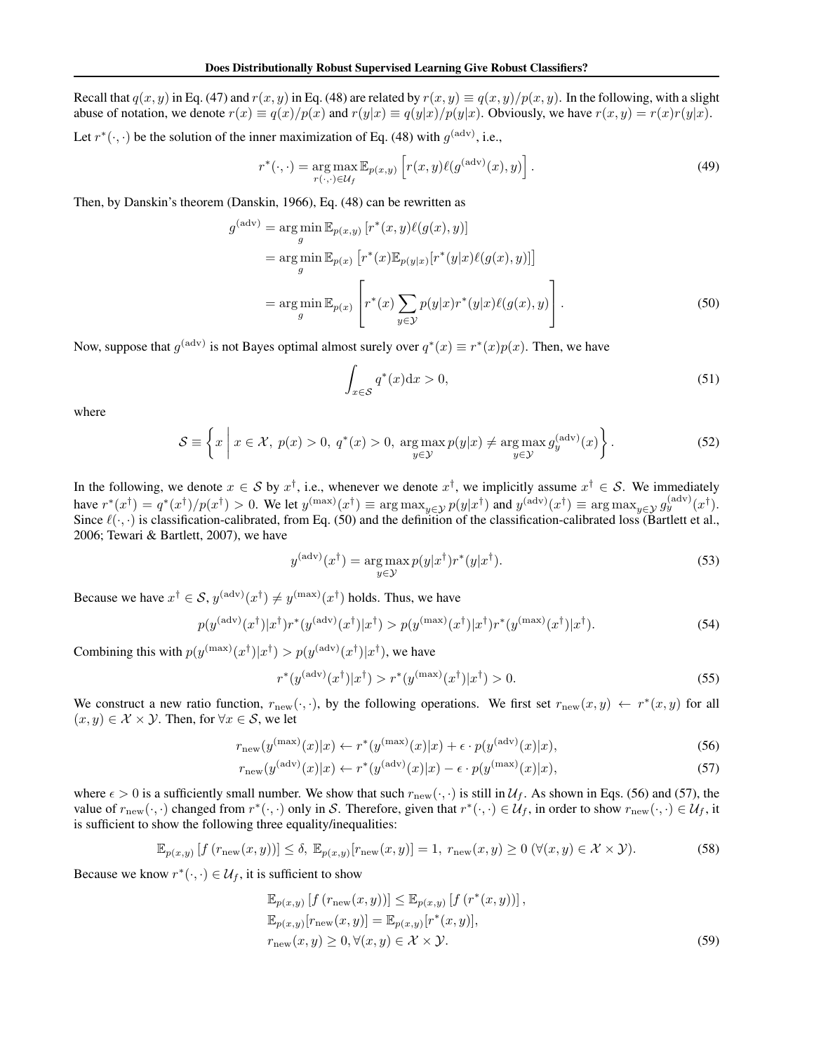Recall that $q(x, y)$ in Eq. (47) and $r(x, y)$ in Eq. (48) are related by $r(x, y) \equiv q(x, y)/p(x, y)$. In the following, with a slight abuse of notation, we denote $r(x) \equiv q(x)/p(x)$ and $r(y|x) \equiv q(y|x)/p(y|x)$. Obviously, we have $r(x, y) = r(x)r(y|x)$.

Let $r^*(\cdot, \cdot)$ be the solution of the inner maximization of Eq. (48) with $g^{(\mathrm{adv})}$, i.e.,

$$r^*(\cdot, \cdot) = \underset{r(\cdot,\cdot) \in \mathcal{U}_f}{\arg\max}\, \mathbb{E}_{p(x,y)} \left[ r(x, y) \ell(g^{(\mathrm{adv})}(x), y) \right]. \tag{49}$$

Then, by Danskin's theorem (Danskin, 1966), Eq. (48) can be rewritten as

$$\begin{aligned}
g^{(\mathrm{adv})} &= \underset{g}{\arg\min}\, \mathbb{E}_{p(x,y)} \left[ r^*(x, y) \ell(g(x), y) \right] \\
&= \underset{g}{\arg\min}\, \mathbb{E}_{p(x)} \left[ r^*(x) \mathbb{E}_{p(y|x)}[r^*(y|x) \ell(g(x), y)] \right] \\
&= \underset{g}{\arg\min}\, \mathbb{E}_{p(x)} \left[ r^*(x) \sum_{y \in \mathcal{Y}} p(y|x) r^*(y|x) \ell(g(x), y) \right].
\end{aligned} \tag{50}$$

Now, suppose that $g^{(\mathrm{adv})}$ is not Bayes optimal almost surely over $q^*(x) \equiv r^*(x)p(x)$. Then, we have

$$\int_{x \in \mathcal{S}} q^*(x) \mathrm{d}x > 0, \tag{51}$$

where

$$\mathcal{S} \equiv \left\{ x \;\middle|\; x \in \mathcal{X},\ p(x) > 0,\ q^*(x) > 0,\ \underset{y \in \mathcal{Y}}{\arg\max}\, p(y|x) \neq \underset{y \in \mathcal{Y}}{\arg\max}\, g_y^{(\mathrm{adv})}(x) \right\}. \tag{52}$$

In the following, we denote $x \in \mathcal{S}$ by $x^\dagger$, i.e., whenever we denote $x^\dagger$, we implicitly assume $x^\dagger \in \mathcal{S}$. We immediately have $r^*(x^\dagger) = q^*(x^\dagger)/p(x^\dagger) > 0$. We let $y^{(\max)}(x^\dagger) \equiv \arg\max_{y \in \mathcal{Y}} p(y|x^\dagger)$ and $y^{(\mathrm{adv})}(x^\dagger) \equiv \arg\max_{y \in \mathcal{Y}} g_y^{(\mathrm{adv})}(x^\dagger)$. Since $\ell(\cdot, \cdot)$ is classification-calibrated, from Eq. (50) and the definition of the classification-calibrated loss (Bartlett et al., 2006; Tewari & Bartlett, 2007), we have

$$y^{(\mathrm{adv})}(x^\dagger) = \underset{y \in \mathcal{Y}}{\arg\max}\, p(y|x^\dagger) r^*(y|x^\dagger). \tag{53}$$

Because we have $x^\dagger \in \mathcal{S}$, $y^{(\mathrm{adv})}(x^\dagger) \neq y^{(\max)}(x^\dagger)$ holds. Thus, we have

$$p(y^{(\mathrm{adv})}(x^\dagger)|x^\dagger) r^*(y^{(\mathrm{adv})}(x^\dagger)|x^\dagger) > p(y^{(\max)}(x^\dagger)|x^\dagger) r^*(y^{(\max)}(x^\dagger)|x^\dagger). \tag{54}$$

Combining this with $p(y^{(\max)}(x^\dagger)|x^\dagger) > p(y^{(\mathrm{adv})}(x^\dagger)|x^\dagger)$, we have

$$r^*(y^{(\mathrm{adv})}(x^\dagger)|x^\dagger) > r^*(y^{(\max)}(x^\dagger)|x^\dagger) > 0. \tag{55}$$

We construct a new ratio function, $r_{\mathrm{new}}(\cdot, \cdot)$, by the following operations. We first set $r_{\mathrm{new}}(x, y) \leftarrow r^*(x, y)$ for all $(x, y) \in \mathcal{X} \times \mathcal{Y}$. Then, for $\forall x \in \mathcal{S}$, we let

$$r_{\mathrm{new}}(y^{(\max)}(x)|x) \leftarrow r^*(y^{(\max)}(x)|x) + \epsilon \cdot p(y^{(\mathrm{adv})}(x)|x), \tag{56}$$

$$r_{\mathrm{new}}(y^{(\mathrm{adv})}(x)|x) \leftarrow r^*(y^{(\mathrm{adv})}(x)|x) - \epsilon \cdot p(y^{(\max)}(x)|x), \tag{57}$$

where $\epsilon > 0$ is a sufficiently small number. We show that such $r_{\mathrm{new}}(\cdot, \cdot)$ is still in $\mathcal{U}_f$. As shown in Eqs. (56) and (57), the value of $r_{\mathrm{new}}(\cdot, \cdot)$ changed from $r^*(\cdot, \cdot)$ only in $\mathcal{S}$. Therefore, given that $r^*(\cdot, \cdot) \in \mathcal{U}_f$, in order to show $r_{\mathrm{new}}(\cdot, \cdot) \in \mathcal{U}_f$, it is sufficient to show the following three equality/inequalities:

$$\mathbb{E}_{p(x,y)} \left[ f\left( r_{\mathrm{new}}(x, y) \right) \right] \leq \delta,\ \mathbb{E}_{p(x,y)}[r_{\mathrm{new}}(x, y)] = 1,\ r_{\mathrm{new}}(x, y) \geq 0\ (\forall (x, y) \in \mathcal{X} \times \mathcal{Y}). \tag{58}$$

Because we know $r^*(\cdot, \cdot) \in \mathcal{U}_f$, it is sufficient to show

$$\begin{aligned}
&\mathbb{E}_{p(x,y)} \left[ f\left( r_{\mathrm{new}}(x, y) \right) \right] \leq \mathbb{E}_{p(x,y)} \left[ f\left( r^*(x, y) \right) \right], \\
&\mathbb{E}_{p(x,y)}[r_{\mathrm{new}}(x, y)] = \mathbb{E}_{p(x,y)}[r^*(x, y)], \\
&r_{\mathrm{new}}(x, y) \geq 0, \forall (x, y) \in \mathcal{X} \times \mathcal{Y}.
\end{aligned} \tag{59}$$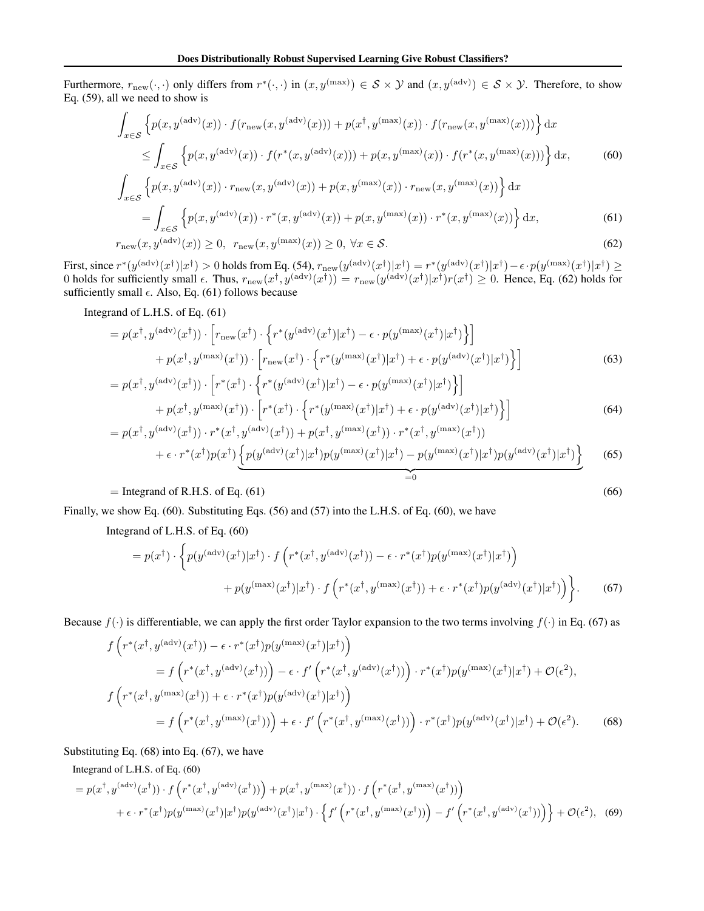Furthermore, $r_{\text{new}}(\cdot,\cdot)$ only differs from $r^*(\cdot,\cdot)$ in $(x, y^{(\max)}) \in \mathcal{S} \times \mathcal{Y}$ and $(x, y^{(\text{adv})}) \in \mathcal{S} \times \mathcal{Y}$. Therefore, to show Eq. (59), all we need to show is

$$
\begin{aligned}
&\int_{x \in \mathcal{S}} \left\{ p(x, y^{(\text{adv})}(x)) \cdot f(r_{\text{new}}(x, y^{(\text{adv})}(x))) + p(x^\dagger, y^{(\max)}(x)) \cdot f(r_{\text{new}}(x, y^{(\max)}(x))) \right\} \mathrm{d}x \\
&\qquad \leq \int_{x \in \mathcal{S}} \left\{ p(x, y^{(\text{adv})}(x)) \cdot f(r^*(x, y^{(\text{adv})}(x))) + p(x, y^{(\max)}(x)) \cdot f(r^*(x, y^{(\max)}(x))) \right\} \mathrm{d}x, \qquad (60)
\end{aligned}
$$

$$
\begin{aligned}
&\int_{x \in \mathcal{S}} \left\{ p(x, y^{(\text{adv})}(x)) \cdot r_{\text{new}}(x, y^{(\text{adv})}(x)) + p(x, y^{(\max)}(x)) \cdot r_{\text{new}}(x, y^{(\max)}(x)) \right\} \mathrm{d}x \\
&\qquad = \int_{x \in \mathcal{S}} \left\{ p(x, y^{(\text{adv})}(x)) \cdot r^*(x, y^{(\text{adv})}(x)) + p(x, y^{(\max)}(x)) \cdot r^*(x, y^{(\max)}(x)) \right\} \mathrm{d}x, \qquad (61)
\end{aligned}
$$

$$
r_{\text{new}}(x, y^{(\text{adv})}(x)) \geq 0, \;\; r_{\text{new}}(x, y^{(\max)}(x)) \geq 0, \; \forall x \in \mathcal{S}. \qquad (62)
$$

First, since $r^*(y^{(\text{adv})}(x^\dagger)|x^\dagger) > 0$ holds from Eq. (54), $r_{\text{new}}(y^{(\text{adv})}(x^\dagger)|x^\dagger) = r^*(y^{(\text{adv})}(x^\dagger)|x^\dagger) - \epsilon \cdot p(y^{(\max)}(x^\dagger)|x^\dagger) \geq 0$ holds for sufficiently small $\epsilon$. Thus, $r_{\text{new}}(x^\dagger, y^{(\text{adv})}(x^\dagger)) = r_{\text{new}}(y^{(\text{adv})}(x^\dagger)|x^\dagger) r(x^\dagger) \geq 0$. Hence, Eq. (62) holds for sufficiently small $\epsilon$. Also, Eq. (61) follows because

Integrand of L.H.S. of Eq. (61)

$$
\begin{aligned}
&= p(x^\dagger, y^{(\text{adv})}(x^\dagger)) \cdot \left[ r_{\text{new}}(x^\dagger) \cdot \left\{ r^*(y^{(\text{adv})}(x^\dagger)|x^\dagger) - \epsilon \cdot p(y^{(\max)}(x^\dagger)|x^\dagger) \right\} \right] \\
&\qquad + p(x^\dagger, y^{(\max)}(x^\dagger)) \cdot \left[ r_{\text{new}}(x^\dagger) \cdot \left\{ r^*(y^{(\max)}(x^\dagger)|x^\dagger) + \epsilon \cdot p(y^{(\text{adv})}(x^\dagger)|x^\dagger) \right\} \right] \qquad (63) \\
&= p(x^\dagger, y^{(\text{adv})}(x^\dagger)) \cdot \left[ r^*(x^\dagger) \cdot \left\{ r^*(y^{(\text{adv})}(x^\dagger)|x^\dagger) - \epsilon \cdot p(y^{(\max)}(x^\dagger)|x^\dagger) \right\} \right] \\
&\qquad + p(x^\dagger, y^{(\max)}(x^\dagger)) \cdot \left[ r^*(x^\dagger) \cdot \left\{ r^*(y^{(\max)}(x^\dagger)|x^\dagger) + \epsilon \cdot p(y^{(\text{adv})}(x^\dagger)|x^\dagger) \right\} \right] \qquad (64) \\
&= p(x^\dagger, y^{(\text{adv})}(x^\dagger)) \cdot r^*(x^\dagger, y^{(\text{adv})}(x^\dagger)) + p(x^\dagger, y^{(\max)}(x^\dagger)) \cdot r^*(x^\dagger, y^{(\max)}(x^\dagger)) \\
&\qquad + \epsilon \cdot r^*(x^\dagger) p(x^\dagger) \underbrace{\left\{ p(y^{(\text{adv})}(x^\dagger)|x^\dagger) p(y^{(\max)}(x^\dagger)|x^\dagger) - p(y^{(\max)}(x^\dagger)|x^\dagger) p(y^{(\text{adv})}(x^\dagger)|x^\dagger) \right\}}_{=0} \qquad (65) \\
&= \text{Integrand of R.H.S. of Eq. (61)} \qquad (66)
\end{aligned}
$$

Finally, we show Eq. (60). Substituting Eqs. (56) and (57) into the L.H.S. of Eq. (60), we have

Integrand of L.H.S. of Eq. (60)

$$
\begin{aligned}
&= p(x^\dagger) \cdot \left\{ p(y^{(\text{adv})}(x^\dagger)|x^\dagger) \cdot f\left( r^*(x^\dagger, y^{(\text{adv})}(x^\dagger)) - \epsilon \cdot r^*(x^\dagger) p(y^{(\max)}(x^\dagger)|x^\dagger) \right) \right. \\
&\qquad \left. + p(y^{(\max)}(x^\dagger)|x^\dagger) \cdot f\left( r^*(x^\dagger, y^{(\max)}(x^\dagger)) + \epsilon \cdot r^*(x^\dagger) p(y^{(\text{adv})}(x^\dagger)|x^\dagger) \right) \right\}. \qquad (67)
\end{aligned}
$$

Because $f(\cdot)$ is differentiable, we can apply the first order Taylor expansion to the two terms involving $f(\cdot)$ in Eq. (67) as

$$
\begin{aligned}
&f\left( r^*(x^\dagger, y^{(\text{adv})}(x^\dagger)) - \epsilon \cdot r^*(x^\dagger) p(y^{(\max)}(x^\dagger)|x^\dagger) \right) \\
&\qquad = f\left( r^*(x^\dagger, y^{(\text{adv})}(x^\dagger)) \right) - \epsilon \cdot f'\left( r^*(x^\dagger, y^{(\text{adv})}(x^\dagger)) \right) \cdot r^*(x^\dagger) p(y^{(\max)}(x^\dagger)|x^\dagger) + \mathcal{O}(\epsilon^2), \\
&f\left( r^*(x^\dagger, y^{(\max)}(x^\dagger)) + \epsilon \cdot r^*(x^\dagger) p(y^{(\text{adv})}(x^\dagger)|x^\dagger) \right) \\
&\qquad = f\left( r^*(x^\dagger, y^{(\max)}(x^\dagger)) \right) + \epsilon \cdot f'\left( r^*(x^\dagger, y^{(\max)}(x^\dagger)) \right) \cdot r^*(x^\dagger) p(y^{(\text{adv})}(x^\dagger)|x^\dagger) + \mathcal{O}(\epsilon^2). \qquad (68)
\end{aligned}
$$

Substituting Eq. (68) into Eq. (67), we have

Integrand of L.H.S. of Eq. (60)

$$
\begin{aligned}
&= p(x^\dagger, y^{(\text{adv})}(x^\dagger)) \cdot f\left( r^*(x^\dagger, y^{(\text{adv})}(x^\dagger)) \right) + p(x^\dagger, y^{(\max)}(x^\dagger)) \cdot f\left( r^*(x^\dagger, y^{(\max)}(x^\dagger)) \right) \\
&\qquad + \epsilon \cdot r^*(x^\dagger) p(y^{(\max)}(x^\dagger)|x^\dagger) p(y^{(\text{adv})}(x^\dagger)|x^\dagger) \cdot \left\{ f'\left( r^*(x^\dagger, y^{(\max)}(x^\dagger)) \right) - f'\left( r^*(x^\dagger, y^{(\text{adv})}(x^\dagger)) \right) \right\} + \mathcal{O}(\epsilon^2), \qquad (69)
\end{aligned}
$$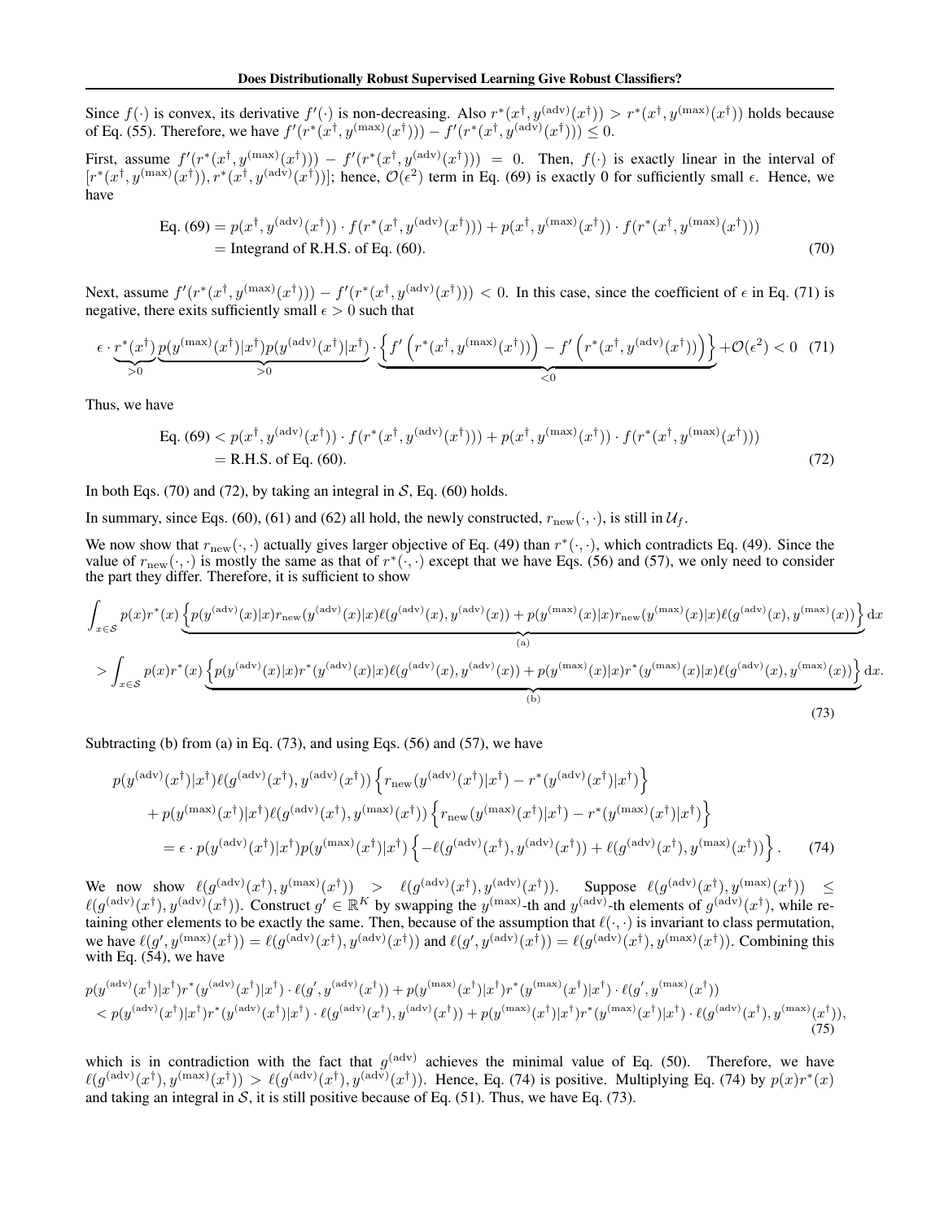Since $f(\cdot)$ is convex, its derivative $f'(\cdot)$ is non-decreasing. Also $r^*(x^\dagger, y^{(\text{adv})}(x^\dagger)) > r^*(x^\dagger, y^{(\max)}(x^\dagger))$ holds because of Eq. (55). Therefore, we have $f'(r^*(x^\dagger, y^{(\max)}(x^\dagger))) - f'(r^*(x^\dagger, y^{(\text{adv})}(x^\dagger))) \leq 0$.

First, assume $f'(r^*(x^\dagger, y^{(\max)}(x^\dagger))) - f'(r^*(x^\dagger, y^{(\text{adv})}(x^\dagger))) = 0$. Then, $f(\cdot)$ is exactly linear in the interval of $[r^*(x^\dagger, y^{(\max)}(x^\dagger)), r^*(x^\dagger, y^{(\text{adv})}(x^\dagger))]$; hence, $\mathcal{O}(\epsilon^2)$ term in Eq. (69) is exactly 0 for sufficiently small $\epsilon$. Hence, we have

$$
\begin{aligned}
\text{Eq. (69)} &= p(x^\dagger, y^{(\text{adv})}(x^\dagger)) \cdot f(r^*(x^\dagger, y^{(\text{adv})}(x^\dagger))) + p(x^\dagger, y^{(\max)}(x^\dagger)) \cdot f(r^*(x^\dagger, y^{(\max)}(x^\dagger))) \\
&= \text{Integrand of R.H.S. of Eq. (60).}
\end{aligned} \tag{70}
$$

Next, assume $f'(r^*(x^\dagger, y^{(\max)}(x^\dagger))) - f'(r^*(x^\dagger, y^{(\text{adv})}(x^\dagger))) < 0$. In this case, since the coefficient of $\epsilon$ in Eq. (71) is negative, there exits sufficiently small $\epsilon > 0$ such that

$$
\epsilon \cdot \underbrace{r^*(x^\dagger)}_{>0} \underbrace{p(y^{(\max)}(x^\dagger)|x^\dagger) p(y^{(\text{adv})}(x^\dagger)|x^\dagger)}_{>0} \cdot \underbrace{\left\{ f'\left(r^*(x^\dagger, y^{(\max)}(x^\dagger))\right) - f'\left(r^*(x^\dagger, y^{(\text{adv})}(x^\dagger))\right) \right\}}_{<0} + \mathcal{O}(\epsilon^2) < 0 \tag{71}
$$

Thus, we have

$$
\begin{aligned}
\text{Eq. (69)} &< p(x^\dagger, y^{(\text{adv})}(x^\dagger)) \cdot f(r^*(x^\dagger, y^{(\text{adv})}(x^\dagger))) + p(x^\dagger, y^{(\max)}(x^\dagger)) \cdot f(r^*(x^\dagger, y^{(\max)}(x^\dagger))) \\
&= \text{R.H.S. of Eq. (60).}
\end{aligned} \tag{72}
$$

In both Eqs. (70) and (72), by taking an integral in $\mathcal{S}$, Eq. (60) holds.

In summary, since Eqs. (60), (61) and (62) all hold, the newly constructed, $r_{\text{new}}(\cdot, \cdot)$, is still in $\mathcal{U}_f$.

We now show that $r_{\text{new}}(\cdot, \cdot)$ actually gives larger objective of Eq. (49) than $r^*(\cdot, \cdot)$, which contradicts Eq. (49). Since the value of $r_{\text{new}}(\cdot, \cdot)$ is mostly the same as that of $r^*(\cdot, \cdot)$ except that we have Eqs. (56) and (57), we only need to consider the part they differ. Therefore, it is sufficient to show

$$
\begin{aligned}
&\int_{x \in \mathcal{S}} p(x) r^*(x) \underbrace{\left\{ p(y^{(\text{adv})}(x)|x) r_{\text{new}}(y^{(\text{adv})}(x)|x) \ell(g^{(\text{adv})}(x), y^{(\text{adv})}(x)) + p(y^{(\max)}(x)|x) r_{\text{new}}(y^{(\max)}(x)|x) \ell(g^{(\text{adv})}(x), y^{(\max)}(x)) \right\}}_{\text{(a)}} \mathrm{d}x \\
&> \int_{x \in \mathcal{S}} p(x) r^*(x) \underbrace{\left\{ p(y^{(\text{adv})}(x)|x) r^*(y^{(\text{adv})}(x)|x) \ell(g^{(\text{adv})}(x), y^{(\text{adv})}(x)) + p(y^{(\max)}(x)|x) r^*(y^{(\max)}(x)|x) \ell(g^{(\text{adv})}(x), y^{(\max)}(x)) \right\}}_{\text{(b)}} \mathrm{d}x.
\end{aligned} \tag{73}
$$

Subtracting (b) from (a) in Eq. (73), and using Eqs. (56) and (57), we have

$$
\begin{aligned}
&p(y^{(\text{adv})}(x^\dagger)|x^\dagger) \ell(g^{(\text{adv})}(x^\dagger), y^{(\text{adv})}(x^\dagger)) \left\{ r_{\text{new}}(y^{(\text{adv})}(x^\dagger)|x^\dagger) - r^*(y^{(\text{adv})}(x^\dagger)|x^\dagger) \right\} \\
&\quad + p(y^{(\max)}(x^\dagger)|x^\dagger) \ell(g^{(\text{adv})}(x^\dagger), y^{(\max)}(x^\dagger)) \left\{ r_{\text{new}}(y^{(\max)}(x^\dagger)|x^\dagger) - r^*(y^{(\max)}(x^\dagger)|x^\dagger) \right\} \\
&\quad = \epsilon \cdot p(y^{(\text{adv})}(x^\dagger)|x^\dagger) p(y^{(\max)}(x^\dagger)|x^\dagger) \left\{ -\ell(g^{(\text{adv})}(x^\dagger), y^{(\text{adv})}(x^\dagger)) + \ell(g^{(\text{adv})}(x^\dagger), y^{(\max)}(x^\dagger)) \right\}.
\end{aligned} \tag{74}
$$

We now show $\ell(g^{(\text{adv})}(x^\dagger), y^{(\max)}(x^\dagger)) > \ell(g^{(\text{adv})}(x^\dagger), y^{(\text{adv})}(x^\dagger))$. Suppose $\ell(g^{(\text{adv})}(x^\dagger), y^{(\max)}(x^\dagger)) \leq \ell(g^{(\text{adv})}(x^\dagger), y^{(\text{adv})}(x^\dagger))$. Construct $g' \in \mathbb{R}^K$ by swapping the $y^{(\max)}$-th and $y^{(\text{adv})}$-th elements of $g^{(\text{adv})}(x^\dagger)$, while retaining other elements to be exactly the same. Then, because of the assumption that $\ell(\cdot, \cdot)$ is invariant to class permutation, we have $\ell(g', y^{(\max)}(x^\dagger)) = \ell(g^{(\text{adv})}(x^\dagger), y^{(\text{adv})}(x^\dagger))$ and $\ell(g', y^{(\text{adv})}(x^\dagger)) = \ell(g^{(\text{adv})}(x^\dagger), y^{(\max)}(x^\dagger))$. Combining this with Eq. (54), we have

$$
\begin{aligned}
&p(y^{(\text{adv})}(x^\dagger)|x^\dagger) r^*(y^{(\text{adv})}(x^\dagger)|x^\dagger) \cdot \ell(g', y^{(\text{adv})}(x^\dagger)) + p(y^{(\max)}(x^\dagger)|x^\dagger) r^*(y^{(\max)}(x^\dagger)|x^\dagger) \cdot \ell(g', y^{(\max)}(x^\dagger)) \\
&< p(y^{(\text{adv})}(x^\dagger)|x^\dagger) r^*(y^{(\text{adv})}(x^\dagger)|x^\dagger) \cdot \ell(g^{(\text{adv})}(x^\dagger), y^{(\text{adv})}(x^\dagger)) + p(y^{(\max)}(x^\dagger)|x^\dagger) r^*(y^{(\max)}(x^\dagger)|x^\dagger) \cdot \ell(g^{(\text{adv})}(x^\dagger), y^{(\max)}(x^\dagger)),
\end{aligned} \tag{75}
$$

which is in contradiction with the fact that $g^{(\text{adv})}$ achieves the minimal value of Eq. (50). Therefore, we have $\ell(g^{(\text{adv})}(x^\dagger), y^{(\max)}(x^\dagger)) > \ell(g^{(\text{adv})}(x^\dagger), y^{(\text{adv})}(x^\dagger))$. Hence, Eq. (74) is positive. Multiplying Eq. (74) by $p(x) r^*(x)$ and taking an integral in $\mathcal{S}$, it is still positive because of Eq. (51). Thus, we have Eq. (73).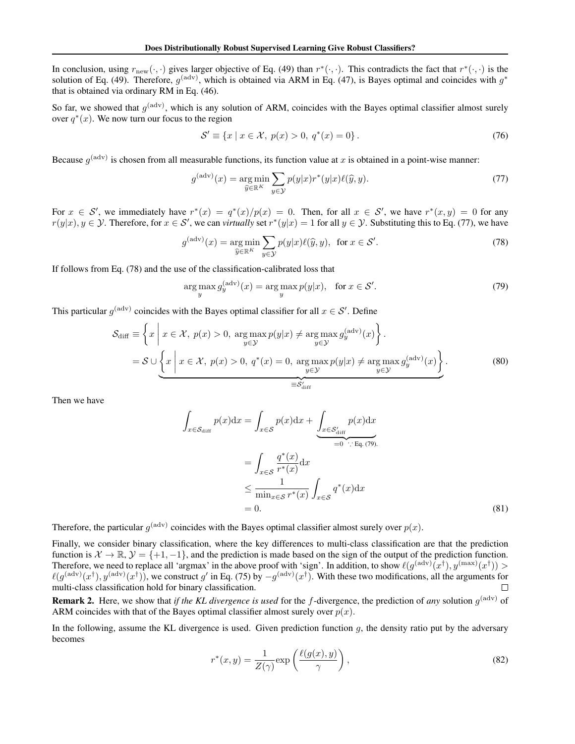In conclusion, using $r_{\text{new}}(\cdot, \cdot)$ gives larger objective of Eq. (49) than $r^*(\cdot, \cdot)$. This contradicts the fact that $r^*(\cdot, \cdot)$ is the solution of Eq. (49). Therefore, $g^{(\text{adv})}$, which is obtained via ARM in Eq. (47), is Bayes optimal and coincides with $g^*$ that is obtained via ordinary RM in Eq. (46).

So far, we showed that $g^{(\text{adv})}$, which is any solution of ARM, coincides with the Bayes optimal classifier almost surely over $q^*(x)$. We now turn our focus to the region

$$\mathcal{S}' \equiv \{x \mid x \in \mathcal{X},\ p(x) > 0,\ q^*(x) = 0\}. \tag{76}$$

Because $g^{(\text{adv})}$ is chosen from all measurable functions, its function value at $x$ is obtained in a point-wise manner:

$$g^{(\text{adv})}(x) = \operatorname*{arg\,min}_{\widehat{y} \in \mathbb{R}^K} \sum_{y \in \mathcal{Y}} p(y|x) r^*(y|x) \ell(\widehat{y}, y). \tag{77}$$

For $x \in \mathcal{S}'$, we immediately have $r^*(x) = q^*(x)/p(x) = 0$. Then, for all $x \in \mathcal{S}'$, we have $r^*(x, y) = 0$ for any $r(y|x), y \in \mathcal{Y}$. Therefore, for $x \in \mathcal{S}'$, we can *virtually* set $r^*(y|x) = 1$ for all $y \in \mathcal{Y}$. Substituting this to Eq. (77), we have

$$g^{(\text{adv})}(x) = \operatorname*{arg\,min}_{\widehat{y} \in \mathbb{R}^K} \sum_{y \in \mathcal{Y}} p(y|x) \ell(\widehat{y}, y), \quad \text{for } x \in \mathcal{S}'. \tag{78}$$

If follows from Eq. (78) and the use of the classification-calibrated loss that

$$\operatorname*{arg\,max}_{y} g_y^{(\text{adv})}(x) = \operatorname*{arg\,max}_{y} p(y|x), \quad \text{for } x \in \mathcal{S}'. \tag{79}$$

This particular $g^{(\text{adv})}$ coincides with the Bayes optimal classifier for all $x \in \mathcal{S}'$. Define

$$\begin{aligned}
\mathcal{S}_{\text{diff}} &\equiv \left\{ x \;\middle|\; x \in \mathcal{X},\ p(x) > 0,\ \operatorname*{arg\,max}_{y \in \mathcal{Y}} p(y|x) \neq \operatorname*{arg\,max}_{y \in \mathcal{Y}} g_y^{(\text{adv})}(x) \right\}. \\
&= \mathcal{S} \cup \underbrace{\left\{ x \;\middle|\; x \in \mathcal{X},\ p(x) > 0,\ q^*(x) = 0,\ \operatorname*{arg\,max}_{y \in \mathcal{Y}} p(y|x) \neq \operatorname*{arg\,max}_{y \in \mathcal{Y}} g_y^{(\text{adv})}(x) \right\}}_{\equiv \mathcal{S}'_{\text{diff}}}.
\end{aligned} \tag{80}$$

Then we have

$$\begin{aligned}
\int_{x \in \mathcal{S}_{\text{diff}}} p(x) \mathrm{d}x &= \int_{x \in \mathcal{S}} p(x) \mathrm{d}x + \underbrace{\int_{x \in \mathcal{S}'_{\text{diff}}} p(x) \mathrm{d}x}_{=0 \ \because \text{ Eq. (79).}} \\
&= \int_{x \in \mathcal{S}} \frac{q^*(x)}{r^*(x)} \mathrm{d}x \\
&\leq \frac{1}{\min_{x \in \mathcal{S}} r^*(x)} \int_{x \in \mathcal{S}} q^*(x) \mathrm{d}x \\
&= 0.
\end{aligned} \tag{81}$$

Therefore, the particular $g^{(\text{adv})}$ coincides with the Bayes optimal classifier almost surely over $p(x)$.

Finally, we consider binary classification, where the key differences to multi-class classification are that the prediction function is $\mathcal{X} \to \mathbb{R}$, $\mathcal{Y} = \{+1, -1\}$, and the prediction is made based on the sign of the output of the prediction function. Therefore, we need to replace all 'argmax' in the above proof with 'sign'. In addition, to show $\ell(g^{(\text{adv})}(x^\dagger), y^{(\max)}(x^\dagger)) > \ell(g^{(\text{adv})}(x^\dagger), y^{(\text{adv})}(x^\dagger))$, we construct $g'$ in Eq. (75) by $-g^{(\text{adv})}(x^\dagger)$. With these two modifications, all the arguments for multi-class classification hold for binary classification. $\square$

**Remark 2.** Here, we show that *if the KL divergence is used* for the $f$-divergence, the prediction of *any* solution $g^{(\text{adv})}$ of ARM coincides with that of the Bayes optimal classifier almost surely over $p(x)$.

In the following, assume the KL divergence is used. Given prediction function $g$, the density ratio put by the adversary becomes

$$r^*(x, y) = \frac{1}{Z(\gamma)} \exp\left( \frac{\ell(g(x), y)}{\gamma} \right), \tag{82}$$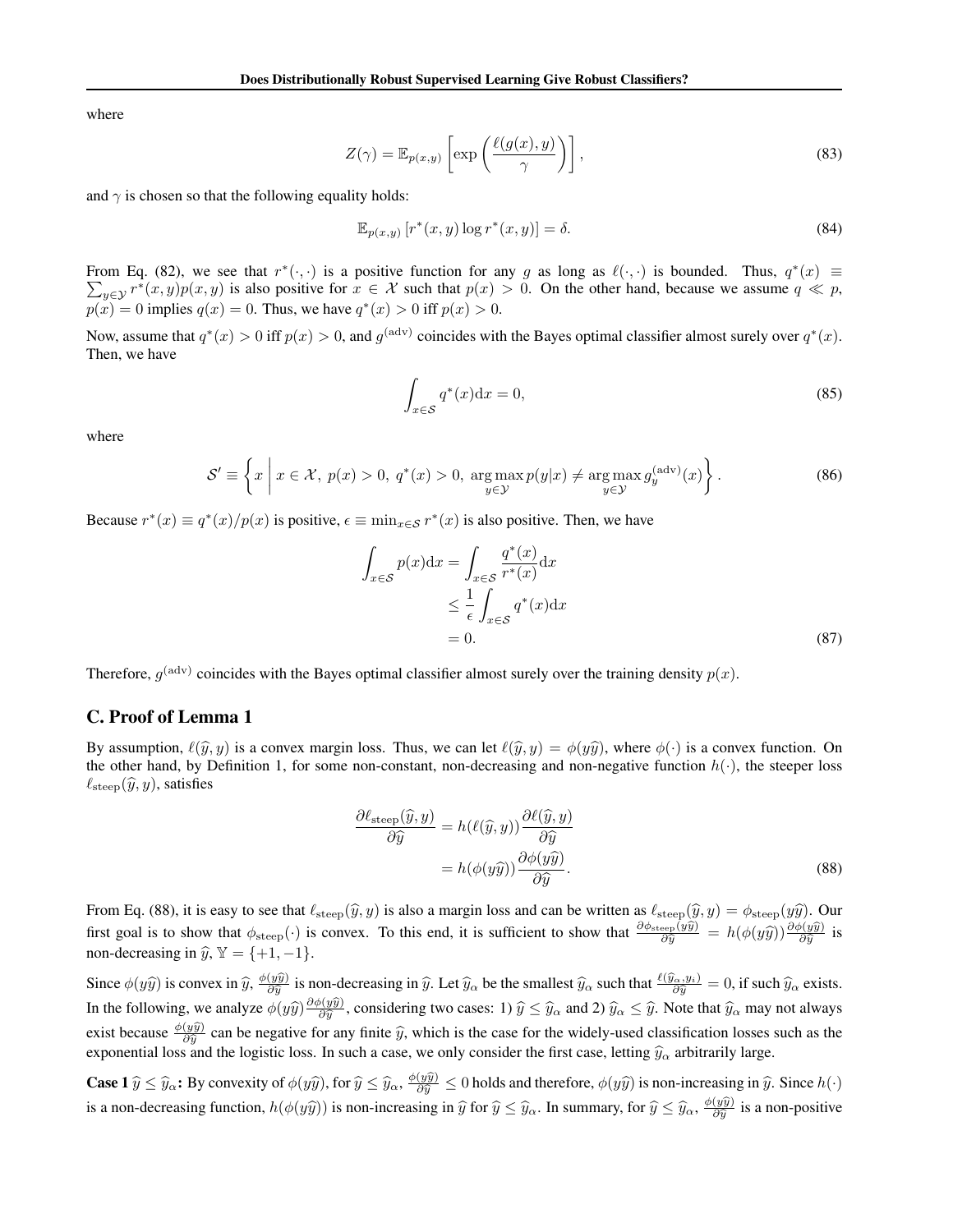where

$$Z(\gamma) = \mathbb{E}_{p(x,y)}\left[\exp\left(\frac{\ell(g(x),y)}{\gamma}\right)\right], \tag{83}$$

and $\gamma$ is chosen so that the following equality holds:

$$\mathbb{E}_{p(x,y)}\left[r^*(x,y)\log r^*(x,y)\right] = \delta. \tag{84}$$

From Eq. (82), we see that $r^*(\cdot,\cdot)$ is a positive function for any $g$ as long as $\ell(\cdot,\cdot)$ is bounded. Thus, $q^*(x) \equiv \sum_{y\in\mathcal{Y}} r^*(x,y)p(x,y)$ is also positive for $x \in \mathcal{X}$ such that $p(x) > 0$. On the other hand, because we assume $q \ll p$, $p(x) = 0$ implies $q(x) = 0$. Thus, we have $q^*(x) > 0$ iff $p(x) > 0$.

Now, assume that $q^*(x) > 0$ iff $p(x) > 0$, and $g^{(\text{adv})}$ coincides with the Bayes optimal classifier almost surely over $q^*(x)$. Then, we have

$$\int_{x\in\mathcal{S}} q^*(x)\mathrm{d}x = 0, \tag{85}$$

where

$$\mathcal{S}' \equiv \left\{ x \;\middle|\; x \in \mathcal{X},\ p(x) > 0,\ q^*(x) > 0,\ \underset{y\in\mathcal{Y}}{\arg\max}\, p(y|x) \neq \underset{y\in\mathcal{Y}}{\arg\max}\, g_y^{(\text{adv})}(x) \right\}. \tag{86}$$

Because $r^*(x) \equiv q^*(x)/p(x)$ is positive, $\epsilon \equiv \min_{x\in\mathcal{S}} r^*(x)$ is also positive. Then, we have

$$\begin{aligned}
\int_{x\in\mathcal{S}} p(x)\mathrm{d}x &= \int_{x\in\mathcal{S}} \frac{q^*(x)}{r^*(x)}\mathrm{d}x \\
&\leq \frac{1}{\epsilon}\int_{x\in\mathcal{S}} q^*(x)\mathrm{d}x \\
&= 0.
\end{aligned} \tag{87}$$

Therefore, $g^{(\text{adv})}$ coincides with the Bayes optimal classifier almost surely over the training density $p(x)$.

## C. Proof of Lemma 1

By assumption, $\ell(\widehat{y}, y)$ is a convex margin loss. Thus, we can let $\ell(\widehat{y}, y) = \phi(y\widehat{y})$, where $\phi(\cdot)$ is a convex function. On the other hand, by Definition 1, for some non-constant, non-decreasing and non-negative function $h(\cdot)$, the steeper loss $\ell_{\text{steep}}(\widehat{y}, y)$, satisfies

$$\begin{aligned}
\frac{\partial \ell_{\text{steep}}(\widehat{y}, y)}{\partial \widehat{y}} &= h(\ell(\widehat{y}, y))\frac{\partial \ell(\widehat{y}, y)}{\partial \widehat{y}} \\
&= h(\phi(y\widehat{y}))\frac{\partial \phi(y\widehat{y})}{\partial \widehat{y}}.
\end{aligned} \tag{88}$$

From Eq. (88), it is easy to see that $\ell_{\text{steep}}(\widehat{y}, y)$ is also a margin loss and can be written as $\ell_{\text{steep}}(\widehat{y}, y) = \phi_{\text{steep}}(y\widehat{y})$. Our first goal is to show that $\phi_{\text{steep}}(\cdot)$ is convex. To this end, it is sufficient to show that $\frac{\partial \phi_{\text{steep}}(y\widehat{y})}{\partial \widehat{y}} = h(\phi(y\widehat{y}))\frac{\partial \phi(y\widehat{y})}{\partial \widehat{y}}$ is non-decreasing in $\widehat{y}$, $\mathbb{Y} = \{+1, -1\}$.

Since $\phi(y\widehat{y})$ is convex in $\widehat{y}$, $\frac{\phi(y\widehat{y})}{\partial \widehat{y}}$ is non-decreasing in $\widehat{y}$. Let $\widehat{y}_\alpha$ be the smallest $\widehat{y}_\alpha$ such that $\frac{\ell(\widehat{y}_\alpha, y_i)}{\partial \widehat{y}} = 0$, if such $\widehat{y}_\alpha$ exists. In the following, we analyze $\phi(y\widehat{y})\frac{\partial \phi(y\widehat{y})}{\partial \widehat{y}}$, considering two cases: 1) $\widehat{y} \leq \widehat{y}_\alpha$ and 2) $\widehat{y}_\alpha \leq \widehat{y}$. Note that $\widehat{y}_\alpha$ may not always exist because $\frac{\phi(y\widehat{y})}{\partial \widehat{y}}$ can be negative for any finite $\widehat{y}$, which is the case for the widely-used classification losses such as the exponential loss and the logistic loss. In such a case, we only consider the first case, letting $\widehat{y}_\alpha$ arbitrarily large.

**Case 1** $\widehat{y} \leq \widehat{y}_\alpha$**:** By convexity of $\phi(y\widehat{y})$, for $\widehat{y} \leq \widehat{y}_\alpha$, $\frac{\phi(y\widehat{y})}{\partial \widehat{y}} \leq 0$ holds and therefore, $\phi(y\widehat{y})$ is non-increasing in $\widehat{y}$. Since $h(\cdot)$ is a non-decreasing function, $h(\phi(y\widehat{y}))$ is non-increasing in $\widehat{y}$ for $\widehat{y} \leq \widehat{y}_\alpha$. In summary, for $\widehat{y} \leq \widehat{y}_\alpha$, $\frac{\phi(y\widehat{y})}{\partial \widehat{y}}$ is a non-positive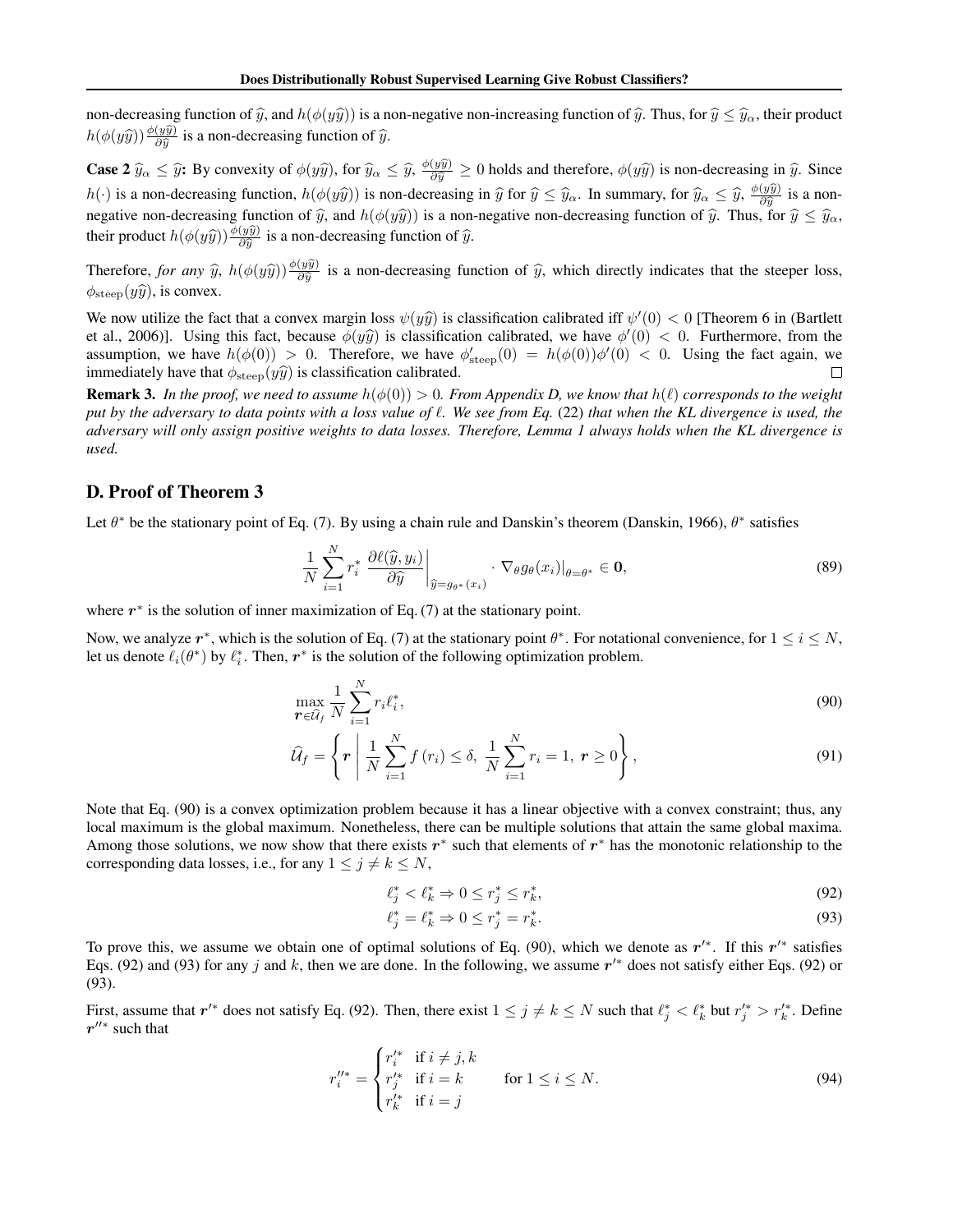non-decreasing function of $\widehat{y}$, and $h(\phi(y\widehat{y}))$ is a non-negative non-increasing function of $\widehat{y}$. Thus, for $\widehat{y} \leq \widehat{y}_\alpha$, their product $h(\phi(y\widehat{y}))\frac{\phi(y\widehat{y})}{\partial \widehat{y}}$ is a non-decreasing function of $\widehat{y}$.

**Case 2** $\widehat{y}_\alpha \leq \widehat{y}$**:** By convexity of $\phi(y\widehat{y})$, for $\widehat{y}_\alpha \leq \widehat{y}$, $\frac{\phi(y\widehat{y})}{\partial \widehat{y}} \geq 0$ holds and therefore, $\phi(y\widehat{y})$ is non-decreasing in $\widehat{y}$. Since $h(\cdot)$ is a non-decreasing function, $h(\phi(y\widehat{y}))$ is non-decreasing in $\widehat{y}$ for $\widehat{y} \leq \widehat{y}_\alpha$. In summary, for $\widehat{y}_\alpha \leq \widehat{y}$, $\frac{\phi(y\widehat{y})}{\partial \widehat{y}}$ is a non-negative non-decreasing function of $\widehat{y}$, and $h(\phi(y\widehat{y}))$ is a non-negative non-decreasing function of $\widehat{y}$. Thus, for $\widehat{y} \leq \widehat{y}_\alpha$, their product $h(\phi(y\widehat{y}))\frac{\phi(y\widehat{y})}{\partial \widehat{y}}$ is a non-decreasing function of $\widehat{y}$.

Therefore, *for any* $\widehat{y}$, $h(\phi(y\widehat{y}))\frac{\phi(y\widehat{y})}{\partial \widehat{y}}$ is a non-decreasing function of $\widehat{y}$, which directly indicates that the steeper loss, $\phi_{\text{steep}}(y\widehat{y})$, is convex.

We now utilize the fact that a convex margin loss $\psi(y\widehat{y})$ is classification calibrated iff $\psi'(0) < 0$ [Theorem 6 in (Bartlett et al., 2006)]. Using this fact, because $\phi(y\widehat{y})$ is classification calibrated, we have $\phi'(0) < 0$. Furthermore, from the assumption, we have $h(\phi(0)) > 0$. Therefore, we have $\phi'_{\text{steep}}(0) = h(\phi(0))\phi'(0) < 0$. Using the fact again, we immediately have that $\phi_{\text{steep}}(y\widehat{y})$ is classification calibrated. □

**Remark 3.** *In the proof, we need to assume $h(\phi(0)) > 0$. From Appendix D, we know that $h(\ell)$ corresponds to the weight put by the adversary to data points with a loss value of $\ell$. We see from Eq.* (22) *that when the KL divergence is used, the adversary will only assign positive weights to data losses. Therefore, Lemma 1 always holds when the KL divergence is used.*

## D. Proof of Theorem 3

Let $\theta^*$ be the stationary point of Eq. (7). By using a chain rule and Danskin's theorem (Danskin, 1966), $\theta^*$ satisfies

$$\frac{1}{N}\sum_{i=1}^{N} r_i^* \left.\frac{\partial \ell(\widehat{y}, y_i)}{\partial \widehat{y}}\right|_{\widehat{y}=g_{\theta^*}(x_i)} \cdot \nabla_\theta g_\theta(x_i)|_{\theta=\theta^*} \in \mathbf{0}, \tag{89}$$

where $\boldsymbol{r}^*$ is the solution of inner maximization of Eq. (7) at the stationary point.

Now, we analyze $\boldsymbol{r}^*$, which is the solution of Eq. (7) at the stationary point $\theta^*$. For notational convenience, for $1 \leq i \leq N$, let us denote $\ell_i(\theta^*)$ by $\ell_i^*$. Then, $\boldsymbol{r}^*$ is the solution of the following optimization problem.

$$\max_{\boldsymbol{r}\in\widehat{\mathcal{U}}_f} \frac{1}{N}\sum_{i=1}^{N} r_i \ell_i^*, \tag{90}$$

$$\widehat{\mathcal{U}}_f = \left\{ \boldsymbol{r} \;\middle|\; \frac{1}{N}\sum_{i=1}^{N} f(r_i) \leq \delta,\ \frac{1}{N}\sum_{i=1}^{N} r_i = 1,\ \boldsymbol{r} \geq 0 \right\}, \tag{91}$$

Note that Eq. (90) is a convex optimization problem because it has a linear objective with a convex constraint; thus, any local maximum is the global maximum. Nonetheless, there can be multiple solutions that attain the same global maxima. Among those solutions, we now show that there exists $\boldsymbol{r}^*$ such that elements of $\boldsymbol{r}^*$ has the monotonic relationship to the corresponding data losses, i.e., for any $1 \leq j \neq k \leq N$,

$$\ell_j^* < \ell_k^* \Rightarrow 0 \leq r_j^* \leq r_k^*, \tag{92}$$

$$\ell_j^* = \ell_k^* \Rightarrow 0 \leq r_j^* = r_k^*. \tag{93}$$

To prove this, we assume we obtain one of optimal solutions of Eq. (90), which we denote as $\boldsymbol{r}'^*$. If this $\boldsymbol{r}'^*$ satisfies Eqs. (92) and (93) for any $j$ and $k$, then we are done. In the following, we assume $\boldsymbol{r}'^*$ does not satisfy either Eqs. (92) or (93).

First, assume that $\boldsymbol{r}'^*$ does not satisfy Eq. (92). Then, there exist $1 \leq j \neq k \leq N$ such that $\ell_j^* < \ell_k^*$ but $r_j'^* > r_k'^*$. Define $\boldsymbol{r}''^*$ such that

$$r_i''^* = \begin{cases} r_i'^* & \text{if } i \neq j, k \\ r_j'^* & \text{if } i = k \\ r_k'^* & \text{if } i = j \end{cases} \qquad \text{for } 1 \leq i \leq N. \tag{94}$$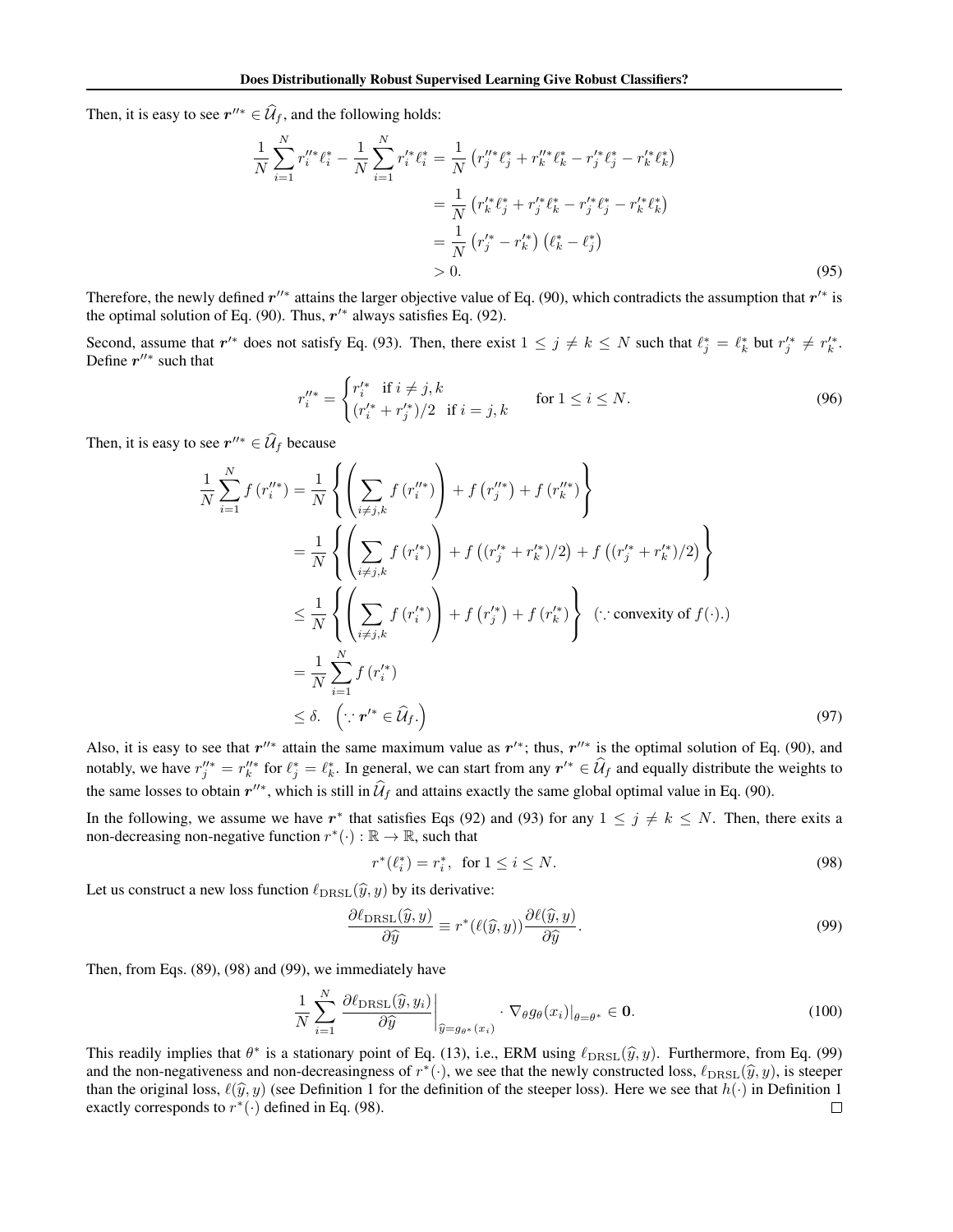Then, it is easy to see $\boldsymbol{r}''^{*} \in \widehat{\mathcal{U}}_f$, and the following holds:

$$
\begin{aligned}
\frac{1}{N}\sum_{i=1}^{N} r_i''^{*}\ell_i^{*} - \frac{1}{N}\sum_{i=1}^{N} r_i'^{*}\ell_i^{*} &= \frac{1}{N}\left(r_j''^{*}\ell_j^{*} + r_k''^{*}\ell_k^{*} - r_j'^{*}\ell_j^{*} - r_k'^{*}\ell_k^{*}\right) \\
&= \frac{1}{N}\left(r_k'^{*}\ell_j^{*} + r_j'^{*}\ell_k^{*} - r_j'^{*}\ell_j^{*} - r_k'^{*}\ell_k^{*}\right) \\
&= \frac{1}{N}\left(r_j'^{*} - r_k'^{*}\right)\left(\ell_k^{*} - \ell_j^{*}\right) \\
&> 0.
\end{aligned}
\tag{95}
$$

Therefore, the newly defined $\boldsymbol{r}''^{*}$ attains the larger objective value of Eq. (90), which contradicts the assumption that $\boldsymbol{r}'^{*}$ is the optimal solution of Eq. (90). Thus, $\boldsymbol{r}'^{*}$ always satisfies Eq. (92).

Second, assume that $\boldsymbol{r}'^{*}$ does not satisfy Eq. (93). Then, there exist $1 \leq j \neq k \leq N$ such that $\ell_j^{*} = \ell_k^{*}$ but $r_j'^{*} \neq r_k'^{*}$. Define $\boldsymbol{r}''^{*}$ such that

$$
r_i''^{*} = \begin{cases} r_i'^{*} & \text{if } i \neq j, k \\ (r_i'^{*} + r_j'^{*})/2 & \text{if } i = j, k \end{cases} \qquad \text{for } 1 \leq i \leq N. \tag{96}
$$

Then, it is easy to see $\boldsymbol{r}''^{*} \in \widehat{\mathcal{U}}_f$ because

$$
\begin{aligned}
\frac{1}{N}\sum_{i=1}^{N} f\left(r_i''^{*}\right) &= \frac{1}{N}\left\{\left(\sum_{i\neq j,k} f\left(r_i''^{*}\right)\right) + f\left(r_j''^{*}\right) + f\left(r_k''^{*}\right)\right\} \\
&= \frac{1}{N}\left\{\left(\sum_{i\neq j,k} f\left(r_i'^{*}\right)\right) + f\left((r_j'^{*} + r_k'^{*})/2\right) + f\left((r_j'^{*} + r_k'^{*})/2\right)\right\} \\
&\leq \frac{1}{N}\left\{\left(\sum_{i\neq j,k} f\left(r_i'^{*}\right)\right) + f\left(r_j'^{*}\right) + f\left(r_k'^{*}\right)\right\} \quad (\because \text{convexity of } f(\cdot).) \\
&= \frac{1}{N}\sum_{i=1}^{N} f\left(r_i'^{*}\right) \\
&\leq \delta. \quad \left(\because \boldsymbol{r}'^{*} \in \widehat{\mathcal{U}}_f.\right)
\end{aligned}
\tag{97}
$$

Also, it is easy to see that $\boldsymbol{r}''^{*}$ attain the same maximum value as $\boldsymbol{r}'^{*}$; thus, $\boldsymbol{r}''^{*}$ is the optimal solution of Eq. (90), and notably, we have $r_j''^{*} = r_k''^{*}$ for $\ell_j^{*} = \ell_k^{*}$. In general, we can start from any $\boldsymbol{r}'^{*} \in \widehat{\mathcal{U}}_f$ and equally distribute the weights to the same losses to obtain $\boldsymbol{r}''^{*}$, which is still in $\widehat{\mathcal{U}}_f$ and attains exactly the same global optimal value in Eq. (90).

In the following, we assume we have $\boldsymbol{r}^{*}$ that satisfies Eqs (92) and (93) for any $1 \leq j \neq k \leq N$. Then, there exits a non-decreasing non-negative function $r^{*}(\cdot) : \mathbb{R} \to \mathbb{R}$, such that

$$
r^{*}(\ell_i^{*}) = r_i^{*}, \ \text{ for } 1 \leq i \leq N. \tag{98}
$$

Let us construct a new loss function $\ell_{\mathrm{DRSL}}(\widehat{y}, y)$ by its derivative:

$$
\frac{\partial \ell_{\mathrm{DRSL}}(\widehat{y}, y)}{\partial \widehat{y}} \equiv r^{*}(\ell(\widehat{y}, y))\frac{\partial \ell(\widehat{y}, y)}{\partial \widehat{y}}. \tag{99}
$$

Then, from Eqs. (89), (98) and (99), we immediately have

$$
\frac{1}{N}\sum_{i=1}^{N} \left.\frac{\partial \ell_{\mathrm{DRSL}}(\widehat{y}, y_i)}{\partial \widehat{y}}\right|_{\widehat{y}=g_{\theta^{*}}(x_i)} \cdot \nabla_\theta g_\theta(x_i)|_{\theta=\theta^{*}} \in \mathbf{0}. \tag{100}
$$

This readily implies that $\theta^{*}$ is a stationary point of Eq. (13), i.e., ERM using $\ell_{\mathrm{DRSL}}(\widehat{y}, y)$. Furthermore, from Eq. (99) and the non-negativeness and non-decreasingness of $r^{*}(\cdot)$, we see that the newly constructed loss, $\ell_{\mathrm{DRSL}}(\widehat{y}, y)$, is steeper than the original loss, $\ell(\widehat{y}, y)$ (see Definition 1 for the definition of the steeper loss). Here we see that $h(\cdot)$ in Definition 1 exactly corresponds to $r^{*}(\cdot)$ defined in Eq. (98). □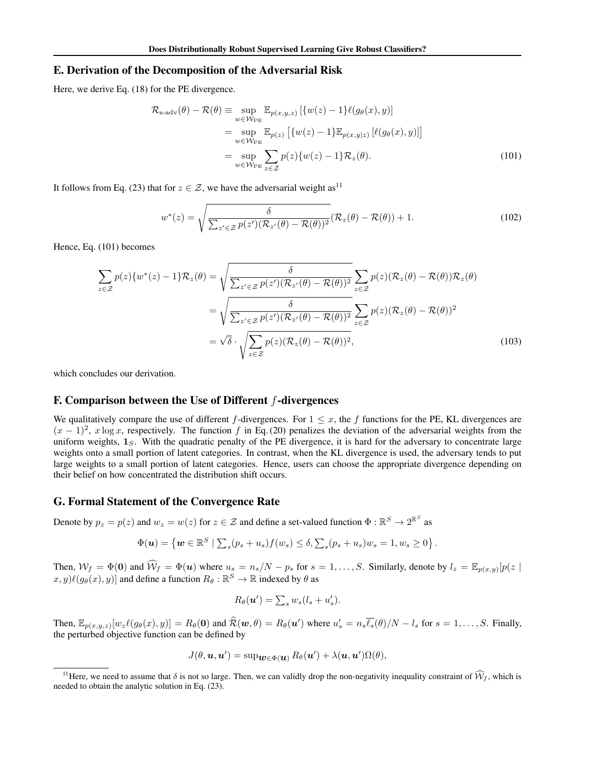## E. Derivation of the Decomposition of the Adversarial Risk

Here, we derive Eq. (18) for the PE divergence.

$$
\begin{aligned}
\mathcal{R}_{\text{s-adv}}(\theta) - \mathcal{R}(\theta) &\equiv \sup_{w \in \mathcal{W}_{\text{PE}}} \mathbb{E}_{p(x,y,z)} \left[ \{w(z) - 1\} \ell(g_\theta(x), y) \right] \\
&= \sup_{w \in \mathcal{W}_{\text{PE}}} \mathbb{E}_{p(z)} \left[ \{w(z) - 1\} \mathbb{E}_{p(x,y|z)} \left[ \ell(g_\theta(x), y) \right] \right] \\
&= \sup_{w \in \mathcal{W}_{\text{PE}}} \sum_{z \in \mathcal{Z}} p(z) \{w(z) - 1\} \mathcal{R}_z(\theta). \qquad (101)
\end{aligned}
$$

It follows from Eq. (23) that for $z \in \mathcal{Z}$, we have the adversarial weight as[11]

$$
w^*(z) = \sqrt{\frac{\delta}{\sum_{z' \in \mathcal{Z}} p(z') (\mathcal{R}_{z'}(\theta) - \mathcal{R}(\theta))^2}} (\mathcal{R}_z(\theta) - \mathcal{R}(\theta)) + 1. \qquad (102)
$$

Hence, Eq. (101) becomes

$$
\begin{aligned}
\sum_{z \in \mathcal{Z}} p(z) \{w^*(z) - 1\} \mathcal{R}_z(\theta) &= \sqrt{\frac{\delta}{\sum_{z' \in \mathcal{Z}} p(z') (\mathcal{R}_{z'}(\theta) - \mathcal{R}(\theta))^2}} \sum_{z \in \mathcal{Z}} p(z) (\mathcal{R}_z(\theta) - \mathcal{R}(\theta)) \mathcal{R}_z(\theta) \\
&= \sqrt{\frac{\delta}{\sum_{z' \in \mathcal{Z}} p(z') (\mathcal{R}_{z'}(\theta) - \mathcal{R}(\theta))^2}} \sum_{z \in \mathcal{Z}} p(z) (\mathcal{R}_z(\theta) - \mathcal{R}(\theta))^2 \\
&= \sqrt{\delta} \cdot \sqrt{\sum_{z \in \mathcal{Z}} p(z) (\mathcal{R}_z(\theta) - \mathcal{R}(\theta))^2}, \qquad (103)
\end{aligned}
$$

which concludes our derivation.

## F. Comparison between the Use of Different $f$-divergences

We qualitatively compare the use of different $f$-divergences. For $1 \leq x$, the $f$ functions for the PE, KL divergences are $(x-1)^2$, $x \log x$, respectively. The function $f$ in Eq. (20) penalizes the deviation of the adversarial weights from the uniform weights, $\mathbf{1}_S$. With the quadratic penalty of the PE divergence, it is hard for the adversary to concentrate large weights onto a small portion of latent categories. In contrast, when the KL divergence is used, the adversary tends to put large weights to a small portion of latent categories. Hence, users can choose the appropriate divergence depending on their belief on how concentrated the distribution shift occurs.

## G. Formal Statement of the Convergence Rate

Denote by $p_z = p(z)$ and $w_z = w(z)$ for $z \in \mathcal{Z}$ and define a set-valued function $\Phi : \mathbb{R}^S \to 2^{\mathbb{R}^S}$ as

$$
\Phi(\boldsymbol{u}) = \left\{ \boldsymbol{w} \in \mathbb{R}^S \mid \textstyle\sum_s (p_s + u_s) f(w_s) \leq \delta, \sum_s (p_s + u_s) w_s = 1, w_s \geq 0 \right\}.
$$

Then, $\mathcal{W}_f = \Phi(\mathbf{0})$ and $\widehat{\mathcal{W}}_f = \Phi(\boldsymbol{u})$ where $u_s = n_s/N - p_s$ for $s = 1, \ldots, S$. Similarly, denote by $l_z = \mathbb{E}_{p(x,y)}[p(z \mid x, y) \ell(g_\theta(x), y)]$ and define a function $R_\theta : \mathbb{R}^S \to \mathbb{R}$ indexed by $\theta$ as

$$
R_\theta(\boldsymbol{u}') = \textstyle\sum_s w_s (l_s + u'_s).
$$

Then, $\mathbb{E}_{p(x,y,z)}[w_z \ell(g_\theta(x), y)] = R_\theta(\mathbf{0})$ and $\widehat{\mathcal{R}}(\boldsymbol{w}, \theta) = R_\theta(\boldsymbol{u}')$ where $u'_s = n_s \overline{\ell_s}(\theta)/N - l_s$ for $s = 1, \ldots, S$. Finally, the perturbed objective function can be defined by

$$
J(\theta, \boldsymbol{u}, \boldsymbol{u}') = \sup\nolimits_{\boldsymbol{w} \in \Phi(\boldsymbol{u})} R_\theta(\boldsymbol{u}') + \lambda(\boldsymbol{u}, \boldsymbol{u}') \Omega(\theta),
$$

[11] Here, we need to assume that $\delta$ is not so large. Then, we can validly drop the non-negativity inequality constraint of $\widehat{\mathcal{W}}_f$, which is needed to obtain the analytic solution in Eq. (23).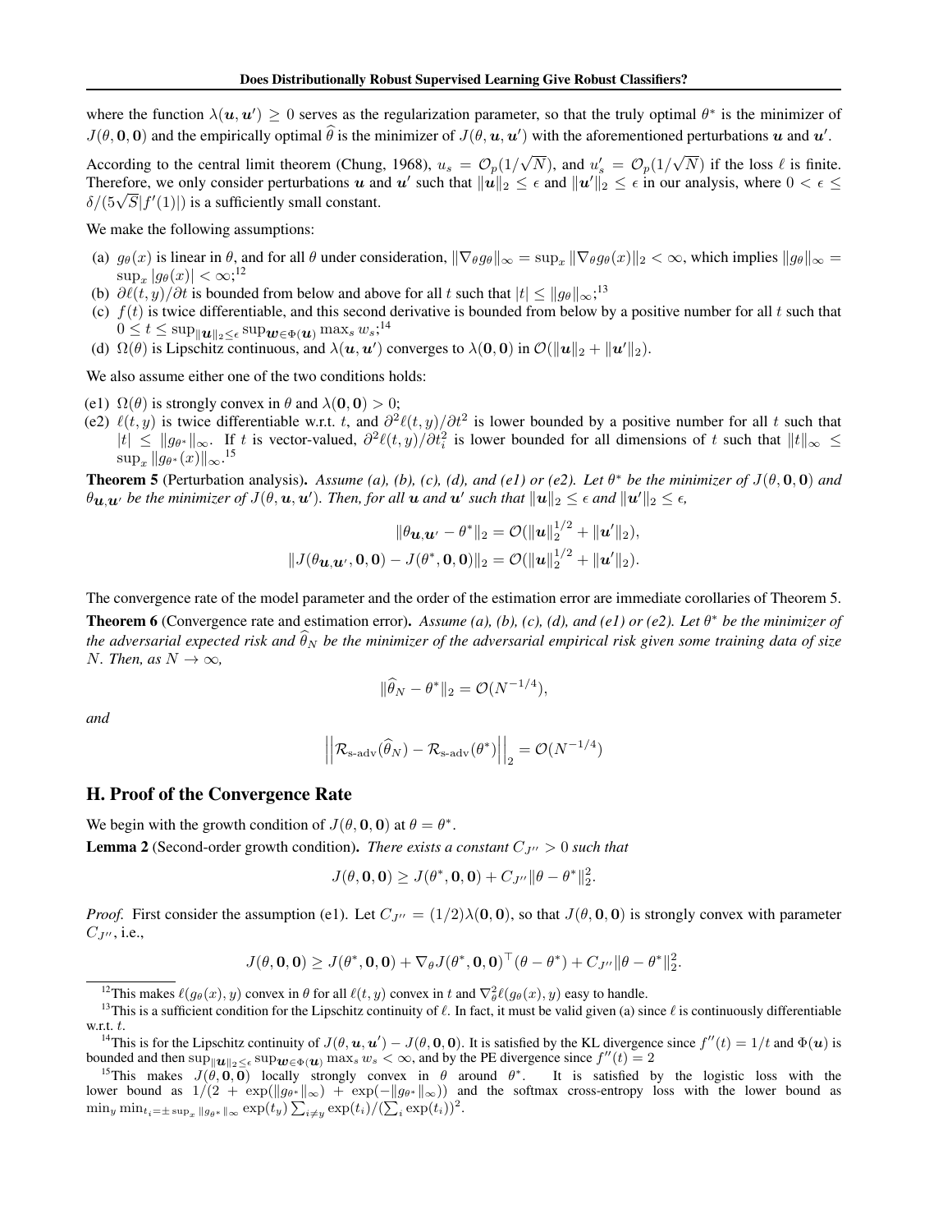where the function $\lambda(\boldsymbol{u}, \boldsymbol{u}') \geq 0$ serves as the regularization parameter, so that the truly optimal $\theta^*$ is the minimizer of $J(\theta, \mathbf{0}, \mathbf{0})$ and the empirically optimal $\widehat{\theta}$ is the minimizer of $J(\theta, \boldsymbol{u}, \boldsymbol{u}')$ with the aforementioned perturbations $\boldsymbol{u}$ and $\boldsymbol{u}'$.

According to the central limit theorem (Chung, 1968), $u_s = \mathcal{O}_p(1/\sqrt{N})$, and $u'_s = \mathcal{O}_p(1/\sqrt{N})$ if the loss $\ell$ is finite. Therefore, we only consider perturbations $\boldsymbol{u}$ and $\boldsymbol{u}'$ such that $\|\boldsymbol{u}\|_2 \leq \epsilon$ and $\|\boldsymbol{u}'\|_2 \leq \epsilon$ in our analysis, where $0 < \epsilon \leq \delta/(5\sqrt{S}|f'(1)|)$ is a sufficiently small constant.

We make the following assumptions:

(a) $g_\theta(x)$ is linear in $\theta$, and for all $\theta$ under consideration, $\|\nabla_\theta g_\theta\|_\infty = \sup_x \|\nabla_\theta g_\theta(x)\|_2 < \infty$, which implies $\|g_\theta\|_\infty = \sup_x |g_\theta(x)| < \infty$;[12]

(b) $\partial \ell(t, y)/\partial t$ is bounded from below and above for all $t$ such that $|t| \leq \|g_\theta\|_\infty$;[13]

(c) $f(t)$ is twice differentiable, and this second derivative is bounded from below by a positive number for all $t$ such that $0 \leq t \leq \sup_{\|\boldsymbol{u}\|_2 \leq \epsilon} \sup_{\boldsymbol{w} \in \Phi(\boldsymbol{u})} \max_s w_s$;[14]

(d) $\Omega(\theta)$ is Lipschitz continuous, and $\lambda(\boldsymbol{u}, \boldsymbol{u}')$ converges to $\lambda(\mathbf{0}, \mathbf{0})$ in $\mathcal{O}(\|\boldsymbol{u}\|_2 + \|\boldsymbol{u}'\|_2)$.

We also assume either one of the two conditions holds:

(e1) $\Omega(\theta)$ is strongly convex in $\theta$ and $\lambda(\mathbf{0}, \mathbf{0}) > 0$;

(e2) $\ell(t, y)$ is twice differentiable w.r.t. $t$, and $\partial^2 \ell(t, y)/\partial t^2$ is lower bounded by a positive number for all $t$ such that $|t| \leq \|g_{\theta^*}\|_\infty$. If $t$ is vector-valued, $\partial^2 \ell(t, y)/\partial t_i^2$ is lower bounded for all dimensions of $t$ such that $\|t\|_\infty \leq \sup_x \|g_{\theta^*}(x)\|_\infty$.[15]

**Theorem 5** (Perturbation analysis). *Assume (a), (b), (c), (d), and (e1) or (e2). Let $\theta^*$ be the minimizer of $J(\theta, \mathbf{0}, \mathbf{0})$ and $\theta_{\boldsymbol{u}, \boldsymbol{u}'}$ be the minimizer of $J(\theta, \boldsymbol{u}, \boldsymbol{u}')$. Then, for all $\boldsymbol{u}$ and $\boldsymbol{u}'$ such that $\|\boldsymbol{u}\|_2 \leq \epsilon$ and $\|\boldsymbol{u}'\|_2 \leq \epsilon$,*

$$\|\theta_{\boldsymbol{u}, \boldsymbol{u}'} - \theta^*\|_2 = \mathcal{O}(\|\boldsymbol{u}\|_2^{1/2} + \|\boldsymbol{u}'\|_2),$$

$$\|J(\theta_{\boldsymbol{u}, \boldsymbol{u}'}, \mathbf{0}, \mathbf{0}) - J(\theta^*, \mathbf{0}, \mathbf{0})\|_2 = \mathcal{O}(\|\boldsymbol{u}\|_2^{1/2} + \|\boldsymbol{u}'\|_2).$$

The convergence rate of the model parameter and the order of the estimation error are immediate corollaries of Theorem 5.

**Theorem 6** (Convergence rate and estimation error). *Assume (a), (b), (c), (d), and (e1) or (e2). Let $\theta^*$ be the minimizer of the adversarial expected risk and $\widehat{\theta}_N$ be the minimizer of the adversarial empirical risk given some training data of size $N$. Then, as $N \to \infty$,*

$$\|\widehat{\theta}_N - \theta^*\|_2 = \mathcal{O}(N^{-1/4}),$$

*and*

$$\left\|\mathcal{R}_{\text{s-adv}}(\widehat{\theta}_N) - \mathcal{R}_{\text{s-adv}}(\theta^*)\right\|_2 = \mathcal{O}(N^{-1/4})$$

## H. Proof of the Convergence Rate

We begin with the growth condition of $J(\theta, \mathbf{0}, \mathbf{0})$ at $\theta = \theta^*$.

**Lemma 2** (Second-order growth condition). *There exists a constant $C_{J''} > 0$ such that*

$$J(\theta, \mathbf{0}, \mathbf{0}) \geq J(\theta^*, \mathbf{0}, \mathbf{0}) + C_{J''}\|\theta - \theta^*\|_2^2.$$

*Proof.* First consider the assumption (e1). Let $C_{J''} = (1/2)\lambda(\mathbf{0}, \mathbf{0})$, so that $J(\theta, \mathbf{0}, \mathbf{0})$ is strongly convex with parameter $C_{J''}$, i.e.,

$$J(\theta, \mathbf{0}, \mathbf{0}) \geq J(\theta^*, \mathbf{0}, \mathbf{0}) + \nabla_\theta J(\theta^*, \mathbf{0}, \mathbf{0})^\top (\theta - \theta^*) + C_{J''}\|\theta - \theta^*\|_2^2.$$

---

[12] This makes $\ell(g_\theta(x), y)$ convex in $\theta$ for all $\ell(t, y)$ convex in $t$ and $\nabla_\theta^2 \ell(g_\theta(x), y)$ easy to handle.

[13] This is a sufficient condition for the Lipschitz continuity of $\ell$. In fact, it must be valid given (a) since $\ell$ is continuously differentiable w.r.t. $t$.

[14] This is for the Lipschitz continuity of $J(\theta, \boldsymbol{u}, \boldsymbol{u}') - J(\theta, \mathbf{0}, \mathbf{0})$. It is satisfied by the KL divergence since $f''(t) = 1/t$ and $\Phi(\boldsymbol{u})$ is bounded and then $\sup_{\|\boldsymbol{u}\|_2 \leq \epsilon} \sup_{\boldsymbol{w} \in \Phi(\boldsymbol{u})} \max_s w_s < \infty$, and by the PE divergence since $f''(t) = 2$

[15] This makes $J(\theta, \mathbf{0}, \mathbf{0})$ locally strongly convex in $\theta$ around $\theta^*$. It is satisfied by the logistic loss with the lower bound as $1/(2 + \exp(\|g_{\theta^*}\|_\infty) + \exp(-\|g_{\theta^*}\|_\infty))$ and the softmax cross-entropy loss with the lower bound as $\min_y \min_{t_i = \pm \sup_x \|g_{\theta^*}\|_\infty} \exp(t_y) \sum_{i \neq y} \exp(t_i)/(\sum_i \exp(t_i))^2$.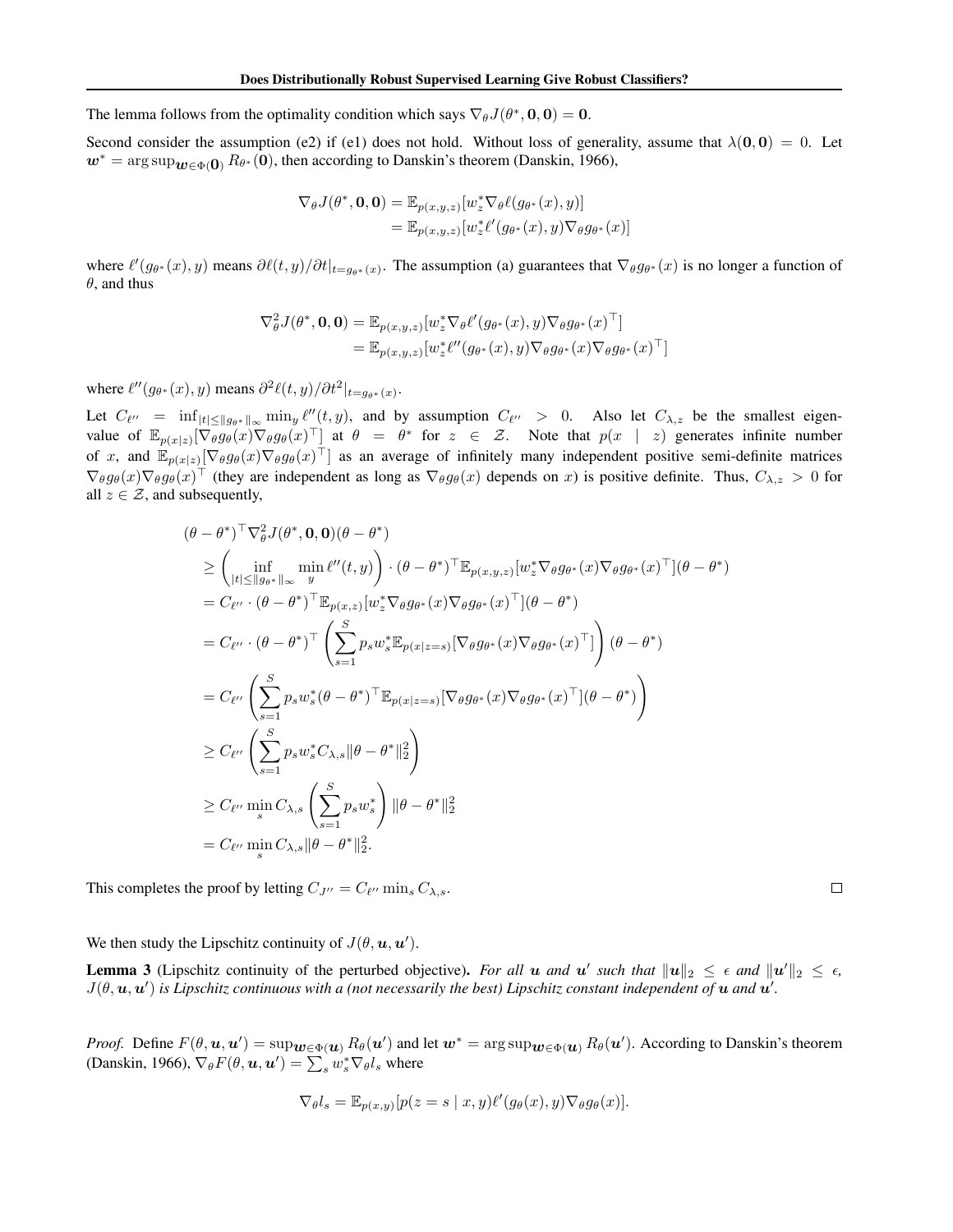The lemma follows from the optimality condition which says $\nabla_\theta J(\theta^*, \mathbf{0}, \mathbf{0}) = \mathbf{0}$.

Second consider the assumption (e2) if (e1) does not hold. Without loss of generality, assume that $\lambda(\mathbf{0}, \mathbf{0}) = 0$. Let $\boldsymbol{w}^* = \arg\sup_{\boldsymbol{w} \in \Phi(\mathbf{0})} R_{\theta^*}(\mathbf{0})$, then according to Danskin's theorem (Danskin, 1966),

$$
\begin{aligned}
\nabla_\theta J(\theta^*, \mathbf{0}, \mathbf{0}) &= \mathbb{E}_{p(x,y,z)}[w_z^* \nabla_\theta \ell(g_{\theta^*}(x), y)] \\
&= \mathbb{E}_{p(x,y,z)}[w_z^* \ell'(g_{\theta^*}(x), y) \nabla_\theta g_{\theta^*}(x)]
\end{aligned}
$$

where $\ell'(g_{\theta^*}(x), y)$ means $\partial \ell(t, y)/\partial t|_{t=g_{\theta^*}(x)}$. The assumption (a) guarantees that $\nabla_\theta g_{\theta^*}(x)$ is no longer a function of $\theta$, and thus

$$
\begin{aligned}
\nabla_\theta^2 J(\theta^*, \mathbf{0}, \mathbf{0}) &= \mathbb{E}_{p(x,y,z)}[w_z^* \nabla_\theta \ell'(g_{\theta^*}(x), y) \nabla_\theta g_{\theta^*}(x)^\top] \\
&= \mathbb{E}_{p(x,y,z)}[w_z^* \ell''(g_{\theta^*}(x), y) \nabla_\theta g_{\theta^*}(x) \nabla_\theta g_{\theta^*}(x)^\top]
\end{aligned}
$$

where $\ell''(g_{\theta^*}(x), y)$ means $\partial^2 \ell(t, y)/\partial t^2|_{t=g_{\theta^*}(x)}$.

Let $C_{\ell''} = \inf_{|t| \leq \|g_{\theta^*}\|_\infty} \min_y \ell''(t, y)$, and by assumption $C_{\ell''} > 0$. Also let $C_{\lambda,z}$ be the smallest eigenvalue of $\mathbb{E}_{p(x|z)}[\nabla_\theta g_\theta(x) \nabla_\theta g_\theta(x)^\top]$ at $\theta = \theta^*$ for $z \in \mathcal{Z}$. Note that $p(x \mid z)$ generates infinite number of $x$, and $\mathbb{E}_{p(x|z)}[\nabla_\theta g_\theta(x) \nabla_\theta g_\theta(x)^\top]$ as an average of infinitely many independent positive semi-definite matrices $\nabla_\theta g_\theta(x) \nabla_\theta g_\theta(x)^\top$ (they are independent as long as $\nabla_\theta g_\theta(x)$ depends on $x$) is positive definite. Thus, $C_{\lambda,z} > 0$ for all $z \in \mathcal{Z}$, and subsequently,

$$
\begin{aligned}
&(\theta - \theta^*)^\top \nabla_\theta^2 J(\theta^*, \mathbf{0}, \mathbf{0})(\theta - \theta^*) \\
&\geq \left( \inf_{|t| \leq \|g_{\theta^*}\|_\infty} \min_y \ell''(t, y) \right) \cdot (\theta - \theta^*)^\top \mathbb{E}_{p(x,y,z)}[w_z^* \nabla_\theta g_{\theta^*}(x) \nabla_\theta g_{\theta^*}(x)^\top](\theta - \theta^*) \\
&= C_{\ell''} \cdot (\theta - \theta^*)^\top \mathbb{E}_{p(x,z)}[w_z^* \nabla_\theta g_{\theta^*}(x) \nabla_\theta g_{\theta^*}(x)^\top](\theta - \theta^*) \\
&= C_{\ell''} \cdot (\theta - \theta^*)^\top \left( \sum_{s=1}^S p_s w_s^* \mathbb{E}_{p(x|z=s)}[\nabla_\theta g_{\theta^*}(x) \nabla_\theta g_{\theta^*}(x)^\top] \right) (\theta - \theta^*) \\
&= C_{\ell''} \left( \sum_{s=1}^S p_s w_s^* (\theta - \theta^*)^\top \mathbb{E}_{p(x|z=s)}[\nabla_\theta g_{\theta^*}(x) \nabla_\theta g_{\theta^*}(x)^\top](\theta - \theta^*) \right) \\
&\geq C_{\ell''} \left( \sum_{s=1}^S p_s w_s^* C_{\lambda,s} \|\theta - \theta^*\|_2^2 \right) \\
&\geq C_{\ell''} \min_s C_{\lambda,s} \left( \sum_{s=1}^S p_s w_s^* \right) \|\theta - \theta^*\|_2^2 \\
&= C_{\ell''} \min_s C_{\lambda,s} \|\theta - \theta^*\|_2^2.
\end{aligned}
$$

This completes the proof by letting $C_{J''} = C_{\ell''} \min_s C_{\lambda,s}$. ∎

We then study the Lipschitz continuity of $J(\theta, \boldsymbol{u}, \boldsymbol{u}')$.

**Lemma 3** (Lipschitz continuity of the perturbed objective). *For all $\boldsymbol{u}$ and $\boldsymbol{u}'$ such that $\|\boldsymbol{u}\|_2 \leq \epsilon$ and $\|\boldsymbol{u}'\|_2 \leq \epsilon$, $J(\theta, \boldsymbol{u}, \boldsymbol{u}')$ is Lipschitz continuous with a (not necessarily the best) Lipschitz constant independent of $\boldsymbol{u}$ and $\boldsymbol{u}'$.*

*Proof.* Define $F(\theta, \boldsymbol{u}, \boldsymbol{u}') = \sup_{\boldsymbol{w} \in \Phi(\boldsymbol{u})} R_\theta(\boldsymbol{u}')$ and let $\boldsymbol{w}^* = \arg\sup_{\boldsymbol{w} \in \Phi(\boldsymbol{u})} R_\theta(\boldsymbol{u}')$. According to Danskin's theorem (Danskin, 1966), $\nabla_\theta F(\theta, \boldsymbol{u}, \boldsymbol{u}') = \sum_s w_s^* \nabla_\theta l_s$ where

$$
\nabla_\theta l_s = \mathbb{E}_{p(x,y)}[p(z = s \mid x, y) \ell'(g_\theta(x), y) \nabla_\theta g_\theta(x)].
$$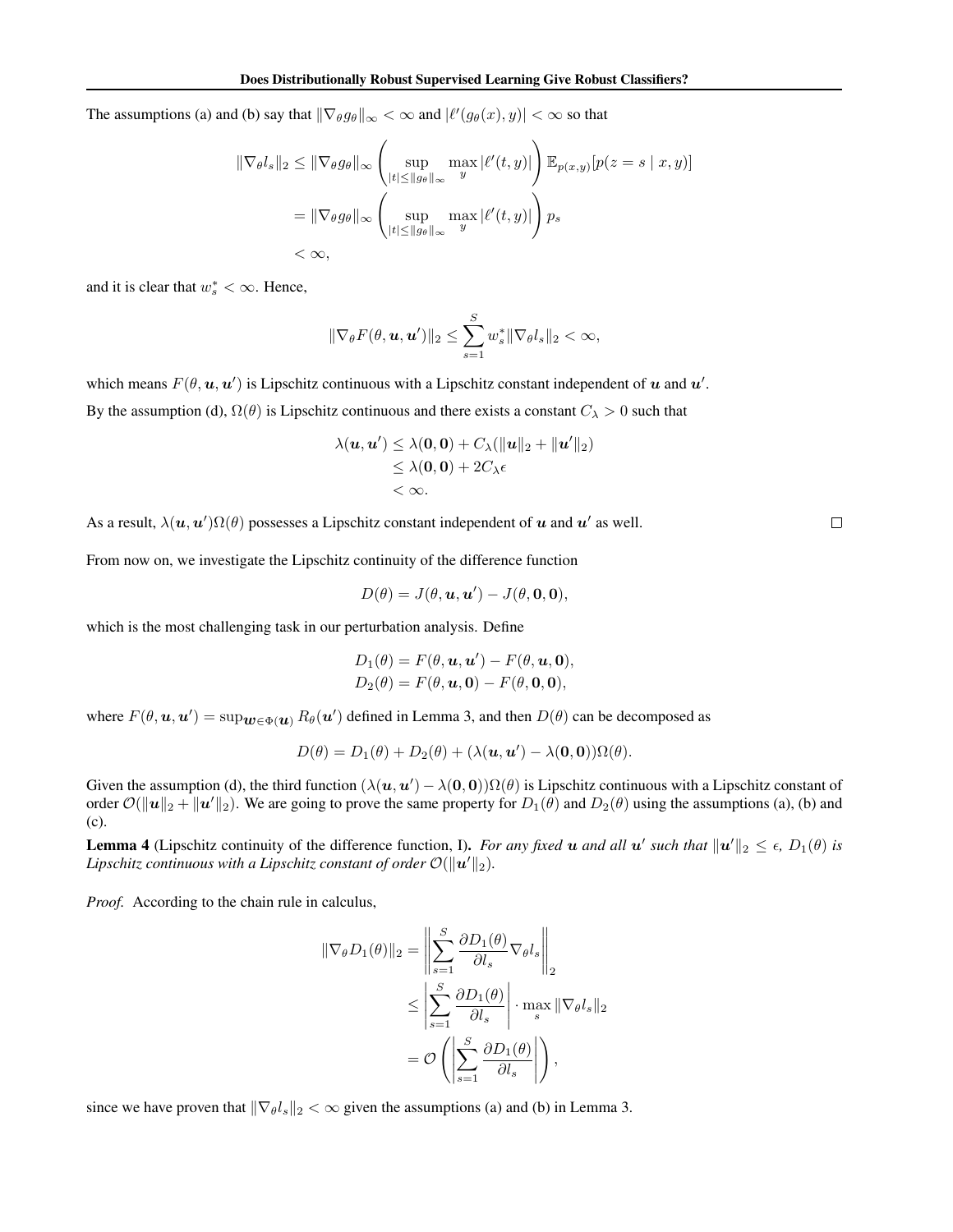The assumptions (a) and (b) say that $\|\nabla_\theta g_\theta\|_\infty < \infty$ and $|\ell'(g_\theta(x), y)| < \infty$ so that

$$
\begin{aligned}
\|\nabla_\theta l_s\|_2 &\leq \|\nabla_\theta g_\theta\|_\infty \left( \sup_{|t| \leq \|g_\theta\|_\infty} \max_y |\ell'(t, y)| \right) \mathbb{E}_{p(x,y)}[p(z = s \mid x, y)] \\
&= \|\nabla_\theta g_\theta\|_\infty \left( \sup_{|t| \leq \|g_\theta\|_\infty} \max_y |\ell'(t, y)| \right) p_s \\
&< \infty,
\end{aligned}
$$

and it is clear that $w_s^* < \infty$. Hence,

$$
\|\nabla_\theta F(\theta, \boldsymbol{u}, \boldsymbol{u}')\|_2 \leq \sum_{s=1}^{S} w_s^* \|\nabla_\theta l_s\|_2 < \infty,
$$

which means $F(\theta, \boldsymbol{u}, \boldsymbol{u}')$ is Lipschitz continuous with a Lipschitz constant independent of $\boldsymbol{u}$ and $\boldsymbol{u}'$.

By the assumption (d), $\Omega(\theta)$ is Lipschitz continuous and there exists a constant $C_\lambda > 0$ such that

$$
\begin{aligned}
\lambda(\boldsymbol{u}, \boldsymbol{u}') &\leq \lambda(\mathbf{0}, \mathbf{0}) + C_\lambda(\|\boldsymbol{u}\|_2 + \|\boldsymbol{u}'\|_2) \\
&\leq \lambda(\mathbf{0}, \mathbf{0}) + 2C_\lambda \epsilon \\
&< \infty.
\end{aligned}
$$

As a result, $\lambda(\boldsymbol{u}, \boldsymbol{u}')\Omega(\theta)$ possesses a Lipschitz constant independent of $\boldsymbol{u}$ and $\boldsymbol{u}'$ as well. □

From now on, we investigate the Lipschitz continuity of the difference function

$$
D(\theta) = J(\theta, \boldsymbol{u}, \boldsymbol{u}') - J(\theta, \mathbf{0}, \mathbf{0}),
$$

which is the most challenging task in our perturbation analysis. Define

$$
\begin{aligned}
D_1(\theta) &= F(\theta, \boldsymbol{u}, \boldsymbol{u}') - F(\theta, \boldsymbol{u}, \mathbf{0}), \\
D_2(\theta) &= F(\theta, \boldsymbol{u}, \mathbf{0}) - F(\theta, \mathbf{0}, \mathbf{0}),
\end{aligned}
$$

where $F(\theta, \boldsymbol{u}, \boldsymbol{u}') = \sup_{\boldsymbol{w} \in \Phi(\boldsymbol{u})} R_\theta(\boldsymbol{u}')$ defined in Lemma 3, and then $D(\theta)$ can be decomposed as

$$
D(\theta) = D_1(\theta) + D_2(\theta) + (\lambda(\boldsymbol{u}, \boldsymbol{u}') - \lambda(\mathbf{0}, \mathbf{0}))\Omega(\theta).
$$

Given the assumption (d), the third function $(\lambda(\boldsymbol{u}, \boldsymbol{u}') - \lambda(\mathbf{0}, \mathbf{0}))\Omega(\theta)$ is Lipschitz continuous with a Lipschitz constant of order $\mathcal{O}(\|\boldsymbol{u}\|_2 + \|\boldsymbol{u}'\|_2)$. We are going to prove the same property for $D_1(\theta)$ and $D_2(\theta)$ using the assumptions (a), (b) and (c).

**Lemma 4** (Lipschitz continuity of the difference function, I)**.** *For any fixed $\boldsymbol{u}$ and all $\boldsymbol{u}'$ such that $\|\boldsymbol{u}'\|_2 \leq \epsilon$, $D_1(\theta)$ is Lipschitz continuous with a Lipschitz constant of order $\mathcal{O}(\|\boldsymbol{u}'\|_2)$.*

*Proof.* According to the chain rule in calculus,

$$
\begin{aligned}
\|\nabla_\theta D_1(\theta)\|_2 &= \left\| \sum_{s=1}^{S} \frac{\partial D_1(\theta)}{\partial l_s} \nabla_\theta l_s \right\|_2 \\
&\leq \left| \sum_{s=1}^{S} \frac{\partial D_1(\theta)}{\partial l_s} \right| \cdot \max_s \|\nabla_\theta l_s\|_2 \\
&= \mathcal{O}\left( \left| \sum_{s=1}^{S} \frac{\partial D_1(\theta)}{\partial l_s} \right| \right),
\end{aligned}
$$

since we have proven that $\|\nabla_\theta l_s\|_2 < \infty$ given the assumptions (a) and (b) in Lemma 3.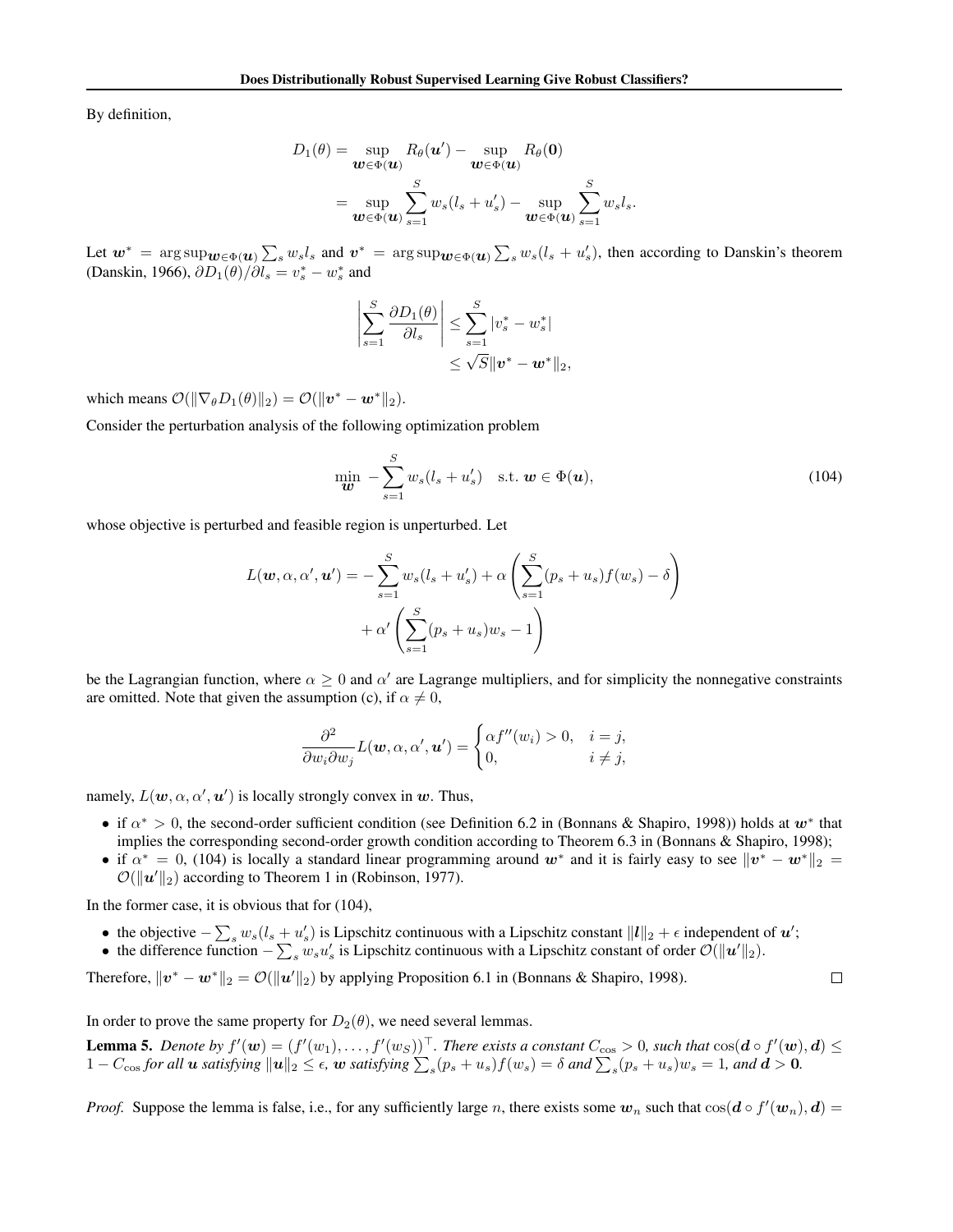By definition,

$$
\begin{aligned}
D_1(\theta) &= \sup_{\boldsymbol{w}\in\Phi(\boldsymbol{u})} R_\theta(\boldsymbol{u}') - \sup_{\boldsymbol{w}\in\Phi(\boldsymbol{u})} R_\theta(\boldsymbol{0}) \\
&= \sup_{\boldsymbol{w}\in\Phi(\boldsymbol{u})} \sum_{s=1}^{S} w_s(l_s + u_s') - \sup_{\boldsymbol{w}\in\Phi(\boldsymbol{u})} \sum_{s=1}^{S} w_s l_s.
\end{aligned}
$$

Let $\boldsymbol{w}^* = \arg\sup_{\boldsymbol{w}\in\Phi(\boldsymbol{u})} \sum_s w_s l_s$ and $\boldsymbol{v}^* = \arg\sup_{\boldsymbol{w}\in\Phi(\boldsymbol{u})} \sum_s w_s(l_s + u_s')$, then according to Danskin's theorem (Danskin, 1966), $\partial D_1(\theta)/\partial l_s = v_s^* - w_s^*$ and

$$
\begin{aligned}
\left| \sum_{s=1}^{S} \frac{\partial D_1(\theta)}{\partial l_s} \right| &\leq \sum_{s=1}^{S} |v_s^* - w_s^*| \\
&\leq \sqrt{S} \|\boldsymbol{v}^* - \boldsymbol{w}^*\|_2,
\end{aligned}
$$

which means $\mathcal{O}(\|\nabla_\theta D_1(\theta)\|_2) = \mathcal{O}(\|\boldsymbol{v}^* - \boldsymbol{w}^*\|_2)$.

Consider the perturbation analysis of the following optimization problem

$$
\min_{\boldsymbol{w}} \; -\sum_{s=1}^{S} w_s(l_s + u_s') \quad \text{s.t. } \boldsymbol{w} \in \Phi(\boldsymbol{u}), \tag{104}
$$

whose objective is perturbed and feasible region is unperturbed. Let

$$
\begin{aligned}
L(\boldsymbol{w}, \alpha, \alpha', \boldsymbol{u}') = &-\sum_{s=1}^{S} w_s(l_s + u_s') + \alpha \left( \sum_{s=1}^{S} (p_s + u_s) f(w_s) - \delta \right) \\
&+ \alpha' \left( \sum_{s=1}^{S} (p_s + u_s) w_s - 1 \right)
\end{aligned}
$$

be the Lagrangian function, where $\alpha \geq 0$ and $\alpha'$ are Lagrange multipliers, and for simplicity the nonnegative constraints are omitted. Note that given the assumption (c), if $\alpha \neq 0$,

$$
\frac{\partial^2}{\partial w_i \partial w_j} L(\boldsymbol{w}, \alpha, \alpha', \boldsymbol{u}') = \begin{cases} \alpha f''(w_i) > 0, & i = j, \\ 0, & i \neq j, \end{cases}
$$

namely, $L(\boldsymbol{w}, \alpha, \alpha', \boldsymbol{u}')$ is locally strongly convex in $\boldsymbol{w}$. Thus,

- if $\alpha^* > 0$, the second-order sufficient condition (see Definition 6.2 in (Bonnans & Shapiro, 1998)) holds at $\boldsymbol{w}^*$ that implies the corresponding second-order growth condition according to Theorem 6.3 in (Bonnans & Shapiro, 1998);
- if $\alpha^* = 0$, (104) is locally a standard linear programming around $\boldsymbol{w}^*$ and it is fairly easy to see $\|\boldsymbol{v}^* - \boldsymbol{w}^*\|_2 = \mathcal{O}(\|\boldsymbol{u}'\|_2)$ according to Theorem 1 in (Robinson, 1977).

In the former case, it is obvious that for (104),

- the objective $-\sum_s w_s(l_s + u_s')$ is Lipschitz continuous with a Lipschitz constant $\|\boldsymbol{l}\|_2 + \epsilon$ independent of $\boldsymbol{u}'$;
- the difference function $-\sum_s w_s u_s'$ is Lipschitz continuous with a Lipschitz constant of order $\mathcal{O}(\|\boldsymbol{u}'\|_2)$.

Therefore, $\|\boldsymbol{v}^* - \boldsymbol{w}^*\|_2 = \mathcal{O}(\|\boldsymbol{u}'\|_2)$ by applying Proposition 6.1 in (Bonnans & Shapiro, 1998). □

In order to prove the same property for $D_2(\theta)$, we need several lemmas.

**Lemma 5.** *Denote by $f'(\boldsymbol{w}) = (f'(w_1), \ldots, f'(w_S))^\top$. There exists a constant $C_{\cos} > 0$, such that $\cos(\boldsymbol{d} \circ f'(\boldsymbol{w}), \boldsymbol{d}) \leq 1 - C_{\cos}$ for all $\boldsymbol{u}$ satisfying $\|\boldsymbol{u}\|_2 \leq \epsilon$, $\boldsymbol{w}$ satisfying $\sum_s (p_s + u_s) f(w_s) = \delta$ and $\sum_s (p_s + u_s) w_s = 1$, and $\boldsymbol{d} > \boldsymbol{0}$.*

*Proof.* Suppose the lemma is false, i.e., for any sufficiently large $n$, there exists some $\boldsymbol{w}_n$ such that $\cos(\boldsymbol{d} \circ f'(\boldsymbol{w}_n), \boldsymbol{d}) =$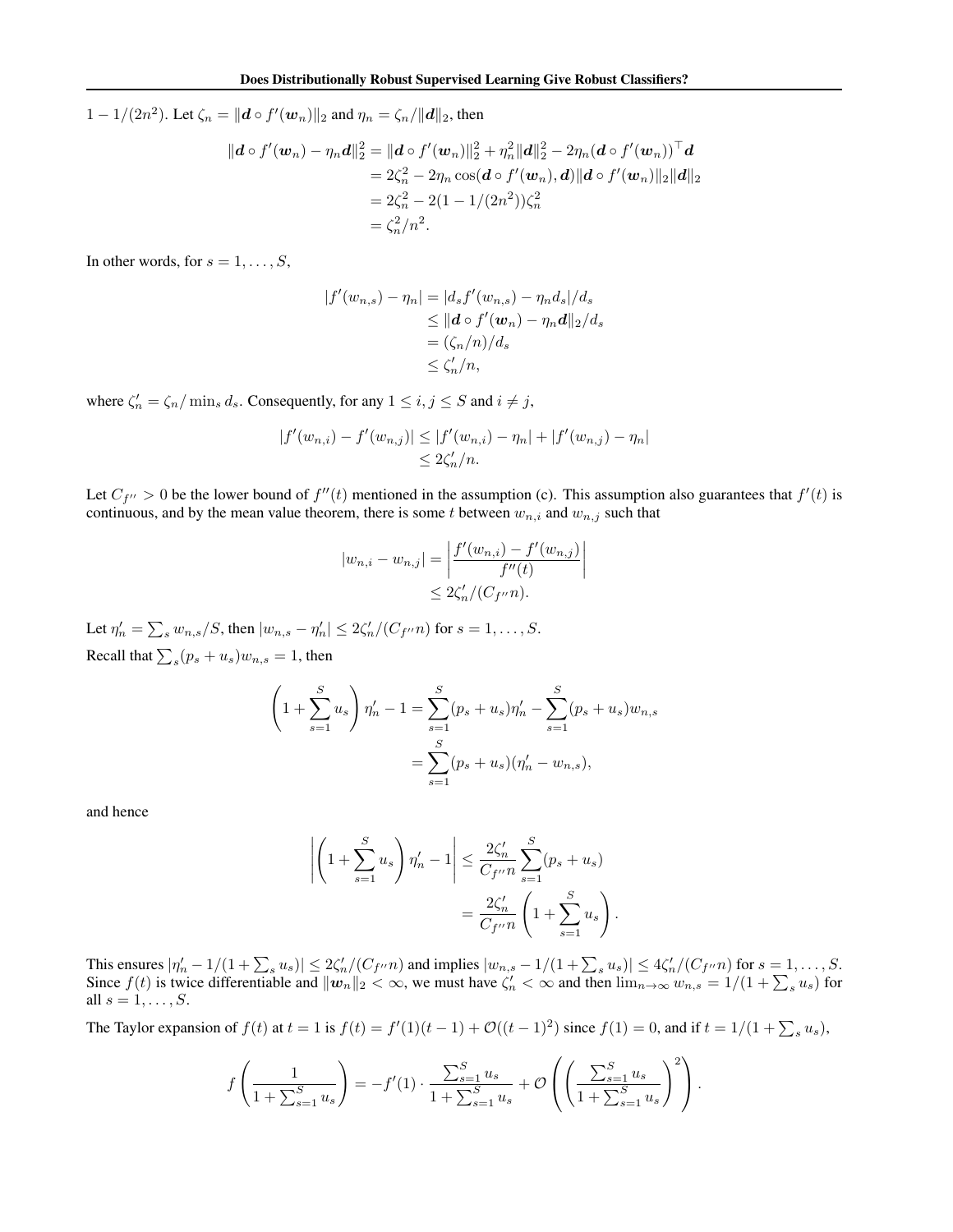$1-1/(2n^2)$. Let $\zeta_n = \|\boldsymbol{d} \circ f'(\boldsymbol{w}_n)\|_2$ and $\eta_n = \zeta_n / \|\boldsymbol{d}\|_2$, then

$$
\begin{aligned}
\|\boldsymbol{d} \circ f'(\boldsymbol{w}_n) - \eta_n \boldsymbol{d}\|_2^2 &= \|\boldsymbol{d} \circ f'(\boldsymbol{w}_n)\|_2^2 + \eta_n^2 \|\boldsymbol{d}\|_2^2 - 2\eta_n (\boldsymbol{d} \circ f'(\boldsymbol{w}_n))^\top \boldsymbol{d} \\
&= 2\zeta_n^2 - 2\eta_n \cos(\boldsymbol{d} \circ f'(\boldsymbol{w}_n), \boldsymbol{d}) \|\boldsymbol{d} \circ f'(\boldsymbol{w}_n)\|_2 \|\boldsymbol{d}\|_2 \\
&= 2\zeta_n^2 - 2(1 - 1/(2n^2))\zeta_n^2 \\
&= \zeta_n^2 / n^2.
\end{aligned}
$$

In other words, for $s = 1, \ldots, S$,

$$
\begin{aligned}
|f'(w_{n,s}) - \eta_n| &= |d_s f'(w_{n,s}) - \eta_n d_s| / d_s \\
&\leq \|\boldsymbol{d} \circ f'(\boldsymbol{w}_n) - \eta_n \boldsymbol{d}\|_2 / d_s \\
&= (\zeta_n / n) / d_s \\
&\leq \zeta_n' / n,
\end{aligned}
$$

where $\zeta_n' = \zeta_n / \min_s d_s$. Consequently, for any $1 \leq i, j \leq S$ and $i \neq j$,

$$
\begin{aligned}
|f'(w_{n,i}) - f'(w_{n,j})| &\leq |f'(w_{n,i}) - \eta_n| + |f'(w_{n,j}) - \eta_n| \\
&\leq 2\zeta_n' / n.
\end{aligned}
$$

Let $C_{f''} > 0$ be the lower bound of $f''(t)$ mentioned in the assumption (c). This assumption also guarantees that $f'(t)$ is continuous, and by the mean value theorem, there is some $t$ between $w_{n,i}$ and $w_{n,j}$ such that

$$
\begin{aligned}
|w_{n,i} - w_{n,j}| &= \left| \frac{f'(w_{n,i}) - f'(w_{n,j})}{f''(t)} \right| \\
&\leq 2\zeta_n' / (C_{f''} n).
\end{aligned}
$$

Let $\eta_n' = \sum_s w_{n,s} / S$, then $|w_{n,s} - \eta_n'| \leq 2\zeta_n' / (C_{f''} n)$ for $s = 1, \ldots, S$.

Recall that $\sum_s (p_s + u_s) w_{n,s} = 1$, then

$$
\begin{aligned}
\left(1 + \sum_{s=1}^S u_s\right) \eta_n' - 1 &= \sum_{s=1}^S (p_s + u_s) \eta_n' - \sum_{s=1}^S (p_s + u_s) w_{n,s} \\
&= \sum_{s=1}^S (p_s + u_s)(\eta_n' - w_{n,s}),
\end{aligned}
$$

and hence

$$
\begin{aligned}
\left| \left(1 + \sum_{s=1}^S u_s\right) \eta_n' - 1 \right| &\leq \frac{2\zeta_n'}{C_{f''} n} \sum_{s=1}^S (p_s + u_s) \\
&= \frac{2\zeta_n'}{C_{f''} n} \left(1 + \sum_{s=1}^S u_s\right).
\end{aligned}
$$

This ensures $|\eta_n' - 1/(1 + \sum_s u_s)| \leq 2\zeta_n' / (C_{f''} n)$ and implies $|w_{n,s} - 1/(1 + \sum_s u_s)| \leq 4\zeta_n' / (C_{f''} n)$ for $s = 1, \ldots, S$. Since $f(t)$ is twice differentiable and $\|\boldsymbol{w}_n\|_2 < \infty$, we must have $\zeta_n' < \infty$ and then $\lim_{n \to \infty} w_{n,s} = 1/(1 + \sum_s u_s)$ for all $s = 1, \ldots, S$.

The Taylor expansion of $f(t)$ at $t = 1$ is $f(t) = f'(1)(t - 1) + \mathcal{O}((t - 1)^2)$ since $f(1) = 0$, and if $t = 1/(1 + \sum_s u_s)$,

$$
f\left(\frac{1}{1 + \sum_{s=1}^S u_s}\right) = -f'(1) \cdot \frac{\sum_{s=1}^S u_s}{1 + \sum_{s=1}^S u_s} + \mathcal{O}\left(\left(\frac{\sum_{s=1}^S u_s}{1 + \sum_{s=1}^S u_s}\right)^2\right).
$$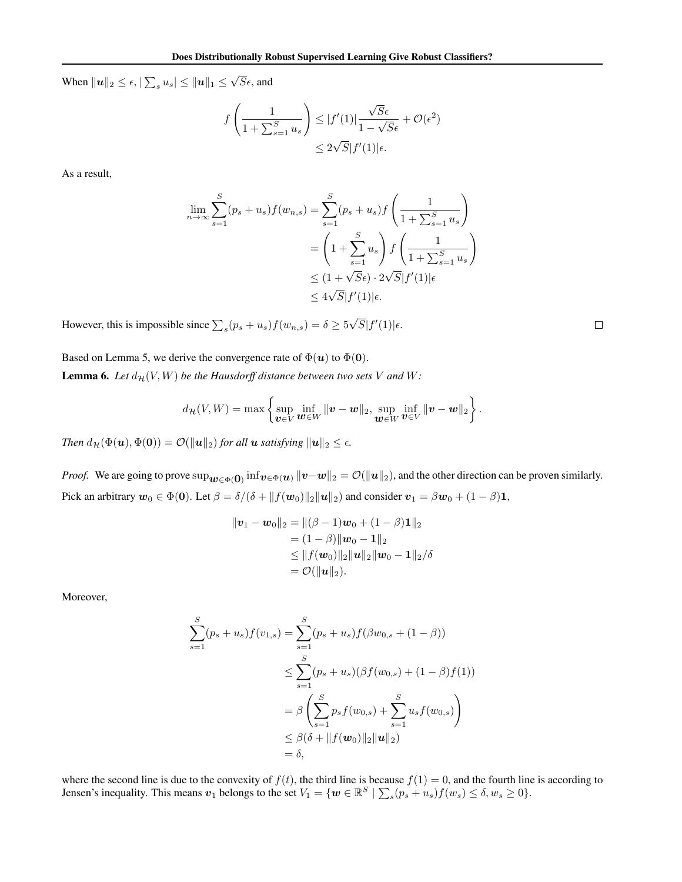When $\|\boldsymbol{u}\|_2 \le \epsilon$, $|\sum_s u_s| \le \|\boldsymbol{u}\|_1 \le \sqrt{S}\epsilon$, and

$$
\begin{aligned}
f\left(\frac{1}{1+\sum_{s=1}^S u_s}\right) &\le |f'(1)| \frac{\sqrt{S}\epsilon}{1-\sqrt{S}\epsilon} + \mathcal{O}(\epsilon^2) \\
&\le 2\sqrt{S}|f'(1)|\epsilon.
\end{aligned}
$$

As a result,

$$
\begin{aligned}
\lim_{n\to\infty} \sum_{s=1}^S (p_s + u_s) f(w_{n,s}) &= \sum_{s=1}^S (p_s + u_s) f\left(\frac{1}{1+\sum_{s=1}^S u_s}\right) \\
&= \left(1 + \sum_{s=1}^S u_s\right) f\left(\frac{1}{1+\sum_{s=1}^S u_s}\right) \\
&\le (1+\sqrt{S}\epsilon) \cdot 2\sqrt{S}|f'(1)|\epsilon \\
&\le 4\sqrt{S}|f'(1)|\epsilon.
\end{aligned}
$$

However, this is impossible since $\sum_s (p_s + u_s) f(w_{n,s}) = \delta \ge 5\sqrt{S}|f'(1)|\epsilon$. □

Based on Lemma 5, we derive the convergence rate of $\Phi(\boldsymbol{u})$ to $\Phi(\boldsymbol{0})$.

**Lemma 6.** *Let $d_{\mathcal{H}}(V, W)$ be the Hausdorff distance between two sets $V$ and $W$:*

$$
d_{\mathcal{H}}(V, W) = \max\left\{ \sup_{\boldsymbol{v}\in V} \inf_{\boldsymbol{w}\in W} \|\boldsymbol{v} - \boldsymbol{w}\|_2, \sup_{\boldsymbol{w}\in W} \inf_{\boldsymbol{v}\in V} \|\boldsymbol{v} - \boldsymbol{w}\|_2 \right\}.
$$

*Then $d_{\mathcal{H}}(\Phi(\boldsymbol{u}), \Phi(\boldsymbol{0})) = \mathcal{O}(\|\boldsymbol{u}\|_2)$ for all $\boldsymbol{u}$ satisfying $\|\boldsymbol{u}\|_2 \le \epsilon$.*

*Proof.* We are going to prove $\sup_{\boldsymbol{w}\in\Phi(\boldsymbol{0})} \inf_{\boldsymbol{v}\in\Phi(\boldsymbol{u})} \|\boldsymbol{v}-\boldsymbol{w}\|_2 = \mathcal{O}(\|\boldsymbol{u}\|_2)$, and the other direction can be proven similarly. Pick an arbitrary $\boldsymbol{w}_0 \in \Phi(\boldsymbol{0})$. Let $\beta = \delta/(\delta + \|f(\boldsymbol{w}_0)\|_2\|\boldsymbol{u}\|_2)$ and consider $\boldsymbol{v}_1 = \beta\boldsymbol{w}_0 + (1-\beta)\boldsymbol{1}$,

$$
\begin{aligned}
\|\boldsymbol{v}_1 - \boldsymbol{w}_0\|_2 &= \|(\beta - 1)\boldsymbol{w}_0 + (1-\beta)\boldsymbol{1}\|_2 \\
&= (1-\beta)\|\boldsymbol{w}_0 - \boldsymbol{1}\|_2 \\
&\le \|f(\boldsymbol{w}_0)\|_2 \|\boldsymbol{u}\|_2 \|\boldsymbol{w}_0 - \boldsymbol{1}\|_2 / \delta \\
&= \mathcal{O}(\|\boldsymbol{u}\|_2).
\end{aligned}
$$

Moreover,

$$
\begin{aligned}
\sum_{s=1}^S (p_s + u_s) f(v_{1,s}) &= \sum_{s=1}^S (p_s + u_s) f(\beta w_{0,s} + (1-\beta)) \\
&\le \sum_{s=1}^S (p_s + u_s)(\beta f(w_{0,s}) + (1-\beta) f(1)) \\
&= \beta\left(\sum_{s=1}^S p_s f(w_{0,s}) + \sum_{s=1}^S u_s f(w_{0,s})\right) \\
&\le \beta(\delta + \|f(\boldsymbol{w}_0)\|_2 \|\boldsymbol{u}\|_2) \\
&= \delta,
\end{aligned}
$$

where the second line is due to the convexity of $f(t)$, the third line is because $f(1) = 0$, and the fourth line is according to Jensen's inequality. This means $\boldsymbol{v}_1$ belongs to the set $V_1 = \{\boldsymbol{w} \in \mathbb{R}^S \mid \sum_s (p_s + u_s) f(w_s) \le \delta, w_s \ge 0\}$.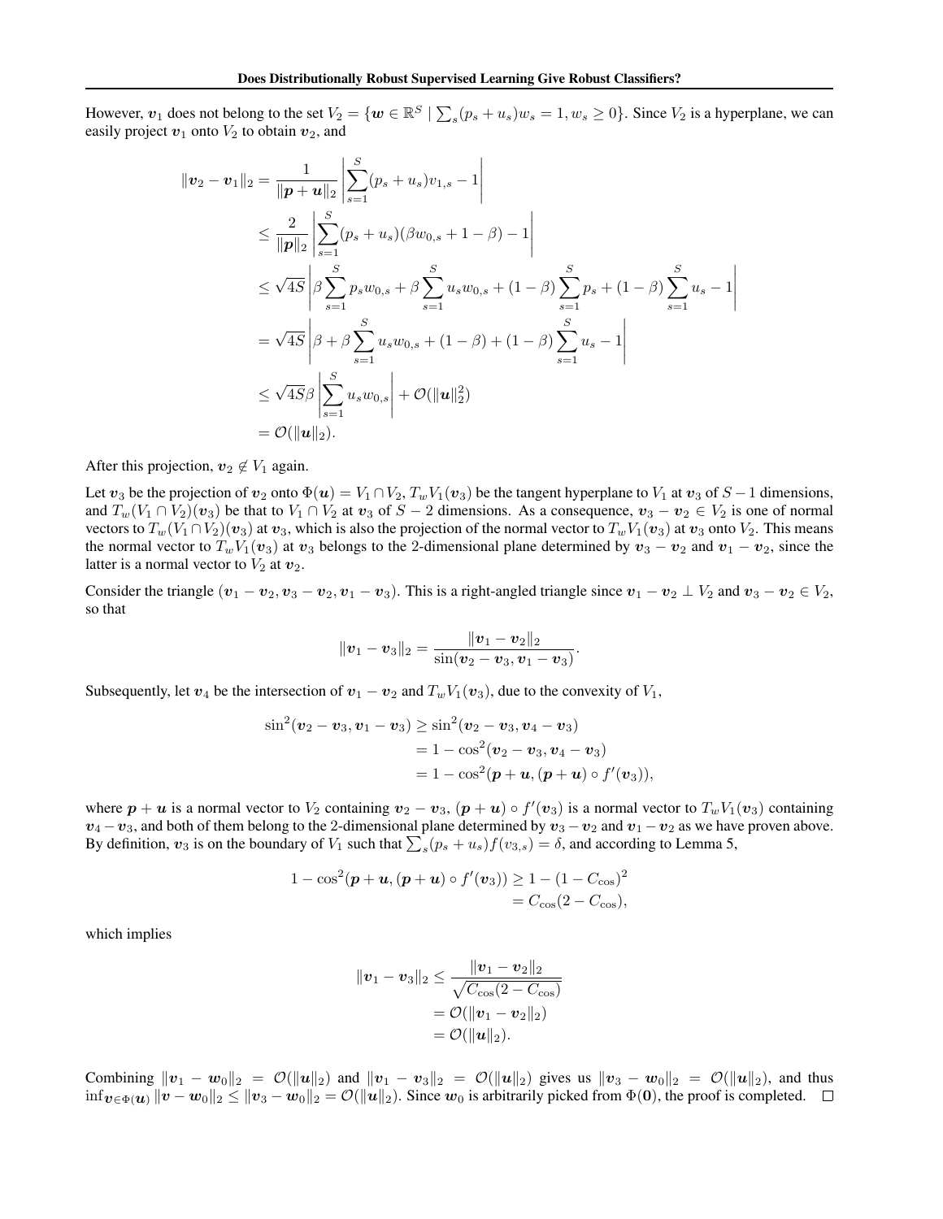However, $\boldsymbol{v}_1$ does not belong to the set $V_2 = \{\boldsymbol{w} \in \mathbb{R}^S \mid \sum_s (p_s + u_s) w_s = 1, w_s \geq 0\}$. Since $V_2$ is a hyperplane, we can easily project $\boldsymbol{v}_1$ onto $V_2$ to obtain $\boldsymbol{v}_2$, and

$$
\begin{aligned}
\|\boldsymbol{v}_2 - \boldsymbol{v}_1\|_2 &= \frac{1}{\|\boldsymbol{p}+\boldsymbol{u}\|_2} \left| \sum_{s=1}^{S} (p_s + u_s) v_{1,s} - 1 \right| \\
&\leq \frac{2}{\|\boldsymbol{p}\|_2} \left| \sum_{s=1}^{S} (p_s + u_s)(\beta w_{0,s} + 1 - \beta) - 1 \right| \\
&\leq \sqrt{4S} \left| \beta \sum_{s=1}^{S} p_s w_{0,s} + \beta \sum_{s=1}^{S} u_s w_{0,s} + (1-\beta) \sum_{s=1}^{S} p_s + (1-\beta) \sum_{s=1}^{S} u_s - 1 \right| \\
&= \sqrt{4S} \left| \beta + \beta \sum_{s=1}^{S} u_s w_{0,s} + (1-\beta) + (1-\beta) \sum_{s=1}^{S} u_s - 1 \right| \\
&\leq \sqrt{4S} \beta \left| \sum_{s=1}^{S} u_s w_{0,s} \right| + \mathcal{O}(\|\boldsymbol{u}\|_2^2) \\
&= \mathcal{O}(\|\boldsymbol{u}\|_2).
\end{aligned}
$$

After this projection, $\boldsymbol{v}_2 \notin V_1$ again.

Let $\boldsymbol{v}_3$ be the projection of $\boldsymbol{v}_2$ onto $\Phi(\boldsymbol{u}) = V_1 \cap V_2$, $T_w V_1(\boldsymbol{v}_3)$ be the tangent hyperplane to $V_1$ at $\boldsymbol{v}_3$ of $S-1$ dimensions, and $T_w(V_1 \cap V_2)(\boldsymbol{v}_3)$ be that to $V_1 \cap V_2$ at $\boldsymbol{v}_3$ of $S-2$ dimensions. As a consequence, $\boldsymbol{v}_3 - \boldsymbol{v}_2 \in V_2$ is one of normal vectors to $T_w(V_1 \cap V_2)(\boldsymbol{v}_3)$ at $\boldsymbol{v}_3$, which is also the projection of the normal vector to $T_w V_1(\boldsymbol{v}_3)$ at $\boldsymbol{v}_3$ onto $V_2$. This means the normal vector to $T_w V_1(\boldsymbol{v}_3)$ at $\boldsymbol{v}_3$ belongs to the 2-dimensional plane determined by $\boldsymbol{v}_3 - \boldsymbol{v}_2$ and $\boldsymbol{v}_1 - \boldsymbol{v}_2$, since the latter is a normal vector to $V_2$ at $\boldsymbol{v}_2$.

Consider the triangle $(\boldsymbol{v}_1 - \boldsymbol{v}_2, \boldsymbol{v}_3 - \boldsymbol{v}_2, \boldsymbol{v}_1 - \boldsymbol{v}_3)$. This is a right-angled triangle since $\boldsymbol{v}_1 - \boldsymbol{v}_2 \perp V_2$ and $\boldsymbol{v}_3 - \boldsymbol{v}_2 \in V_2$, so that

$$
\|\boldsymbol{v}_1 - \boldsymbol{v}_3\|_2 = \frac{\|\boldsymbol{v}_1 - \boldsymbol{v}_2\|_2}{\sin(\boldsymbol{v}_2 - \boldsymbol{v}_3, \boldsymbol{v}_1 - \boldsymbol{v}_3)}.
$$

Subsequently, let $\boldsymbol{v}_4$ be the intersection of $\boldsymbol{v}_1 - \boldsymbol{v}_2$ and $T_w V_1(\boldsymbol{v}_3)$, due to the convexity of $V_1$,

$$
\begin{aligned}
\sin^2(\boldsymbol{v}_2 - \boldsymbol{v}_3, \boldsymbol{v}_1 - \boldsymbol{v}_3) &\geq \sin^2(\boldsymbol{v}_2 - \boldsymbol{v}_3, \boldsymbol{v}_4 - \boldsymbol{v}_3) \\
&= 1 - \cos^2(\boldsymbol{v}_2 - \boldsymbol{v}_3, \boldsymbol{v}_4 - \boldsymbol{v}_3) \\
&= 1 - \cos^2(\boldsymbol{p} + \boldsymbol{u}, (\boldsymbol{p} + \boldsymbol{u}) \circ f'(\boldsymbol{v}_3)),
\end{aligned}
$$

where $\boldsymbol{p} + \boldsymbol{u}$ is a normal vector to $V_2$ containing $\boldsymbol{v}_2 - \boldsymbol{v}_3$, $(\boldsymbol{p} + \boldsymbol{u}) \circ f'(\boldsymbol{v}_3)$ is a normal vector to $T_w V_1(\boldsymbol{v}_3)$ containing $\boldsymbol{v}_4 - \boldsymbol{v}_3$, and both of them belong to the 2-dimensional plane determined by $\boldsymbol{v}_3 - \boldsymbol{v}_2$ and $\boldsymbol{v}_1 - \boldsymbol{v}_2$ as we have proven above. By definition, $\boldsymbol{v}_3$ is on the boundary of $V_1$ such that $\sum_s (p_s + u_s) f(v_{3,s}) = \delta$, and according to Lemma 5,

$$
\begin{aligned}
1 - \cos^2(\boldsymbol{p} + \boldsymbol{u}, (\boldsymbol{p} + \boldsymbol{u}) \circ f'(\boldsymbol{v}_3)) &\geq 1 - (1 - C_{\cos})^2 \\
&= C_{\cos}(2 - C_{\cos}),
\end{aligned}
$$

which implies

$$
\begin{aligned}
\|\boldsymbol{v}_1 - \boldsymbol{v}_3\|_2 &\leq \frac{\|\boldsymbol{v}_1 - \boldsymbol{v}_2\|_2}{\sqrt{C_{\cos}(2 - C_{\cos})}} \\
&= \mathcal{O}(\|\boldsymbol{v}_1 - \boldsymbol{v}_2\|_2) \\
&= \mathcal{O}(\|\boldsymbol{u}\|_2).
\end{aligned}
$$

Combining $\|\boldsymbol{v}_1 - \boldsymbol{w}_0\|_2 = \mathcal{O}(\|\boldsymbol{u}\|_2)$ and $\|\boldsymbol{v}_1 - \boldsymbol{v}_3\|_2 = \mathcal{O}(\|\boldsymbol{u}\|_2)$ gives us $\|\boldsymbol{v}_3 - \boldsymbol{w}_0\|_2 = \mathcal{O}(\|\boldsymbol{u}\|_2)$, and thus $\inf_{\boldsymbol{v} \in \Phi(\boldsymbol{u})} \|\boldsymbol{v} - \boldsymbol{w}_0\|_2 \leq \|\boldsymbol{v}_3 - \boldsymbol{w}_0\|_2 = \mathcal{O}(\|\boldsymbol{u}\|_2)$. Since $\boldsymbol{w}_0$ is arbitrarily picked from $\Phi(\boldsymbol{0})$, the proof is completed. $\square$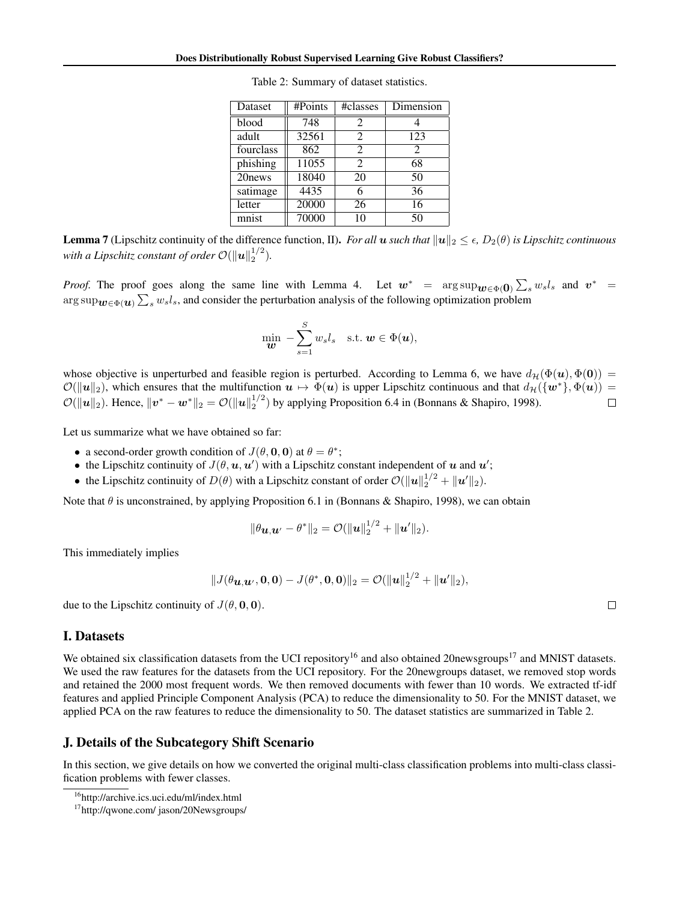Table 2: Summary of dataset statistics.

| Dataset | #Points | #classes | Dimension |
| --- | --- | --- | --- |
| blood | 748 | 2 | 4 |
| adult | 32561 | 2 | 123 |
| fourclass | 862 | 2 | 2 |
| phishing | 11055 | 2 | 68 |
| 20news | 18040 | 20 | 50 |
| satimage | 4435 | 6 | 36 |
| letter | 20000 | 26 | 16 |
| mnist | 70000 | 10 | 50 |

**Lemma 7** (Lipschitz continuity of the difference function, II)**.** *For all $\boldsymbol{u}$ such that $\|\boldsymbol{u}\|_2 \leq \epsilon$, $D_2(\theta)$ is Lipschitz continuous with a Lipschitz constant of order $\mathcal{O}(\|\boldsymbol{u}\|_2^{1/2})$.*

*Proof.* The proof goes along the same line with Lemma 4. Let $\boldsymbol{w}^* = \arg\sup_{\boldsymbol{w}\in\Phi(\boldsymbol{0})} \sum_s w_s l_s$ and $\boldsymbol{v}^* = \arg\sup_{\boldsymbol{w}\in\Phi(\boldsymbol{u})} \sum_s w_s l_s$, and consider the perturbation analysis of the following optimization problem

$$\min_{\boldsymbol{w}} \; -\sum_{s=1}^{S} w_s l_s \quad \text{s.t. } \boldsymbol{w} \in \Phi(\boldsymbol{u}),$$

whose objective is unperturbed and feasible region is perturbed. According to Lemma 6, we have $d_{\mathcal{H}}(\Phi(\boldsymbol{u}), \Phi(\boldsymbol{0})) = \mathcal{O}(\|\boldsymbol{u}\|_2)$, which ensures that the multifunction $\boldsymbol{u} \mapsto \Phi(\boldsymbol{u})$ is upper Lipschitz continuous and that $d_{\mathcal{H}}(\{\boldsymbol{w}^*\}, \Phi(\boldsymbol{u})) = \mathcal{O}(\|\boldsymbol{u}\|_2)$. Hence, $\|\boldsymbol{v}^* - \boldsymbol{w}^*\|_2 = \mathcal{O}(\|\boldsymbol{u}\|_2^{1/2})$ by applying Proposition 6.4 in (Bonnans & Shapiro, 1998). $\square$

Let us summarize what we have obtained so far:

- a second-order growth condition of $J(\theta, \boldsymbol{0}, \boldsymbol{0})$ at $\theta = \theta^*$;
- the Lipschitz continuity of $J(\theta, \boldsymbol{u}, \boldsymbol{u}')$ with a Lipschitz constant independent of $\boldsymbol{u}$ and $\boldsymbol{u}'$;
- the Lipschitz continuity of $D(\theta)$ with a Lipschitz constant of order $\mathcal{O}(\|\boldsymbol{u}\|_2^{1/2} + \|\boldsymbol{u}'\|_2)$.

Note that $\theta$ is unconstrained, by applying Proposition 6.1 in (Bonnans & Shapiro, 1998), we can obtain

$$\|\theta_{\boldsymbol{u},\boldsymbol{u}'} - \theta^*\|_2 = \mathcal{O}(\|\boldsymbol{u}\|_2^{1/2} + \|\boldsymbol{u}'\|_2).$$

This immediately implies

$$\|J(\theta_{\boldsymbol{u},\boldsymbol{u}'}, \boldsymbol{0}, \boldsymbol{0}) - J(\theta^*, \boldsymbol{0}, \boldsymbol{0})\|_2 = \mathcal{O}(\|\boldsymbol{u}\|_2^{1/2} + \|\boldsymbol{u}'\|_2),$$

due to the Lipschitz continuity of $J(\theta, \boldsymbol{0}, \boldsymbol{0})$. $\square$

## I. Datasets

We obtained six classification datasets from the UCI repository[16] and also obtained 20newsgroups[17] and MNIST datasets. We used the raw features for the datasets from the UCI repository. For the 20newgroups dataset, we removed stop words and retained the 2000 most frequent words. We then removed documents with fewer than 10 words. We extracted tf-idf features and applied Principle Component Analysis (PCA) to reduce the dimensionality to 50. For the MNIST dataset, we applied PCA on the raw features to reduce the dimensionality to 50. The dataset statistics are summarized in Table 2.

## J. Details of the Subcategory Shift Scenario

In this section, we give details on how we converted the original multi-class classification problems into multi-class classification problems with fewer classes.

[16] http://archive.ics.uci.edu/ml/index.html

[17] http://qwone.com/ jason/20Newsgroups/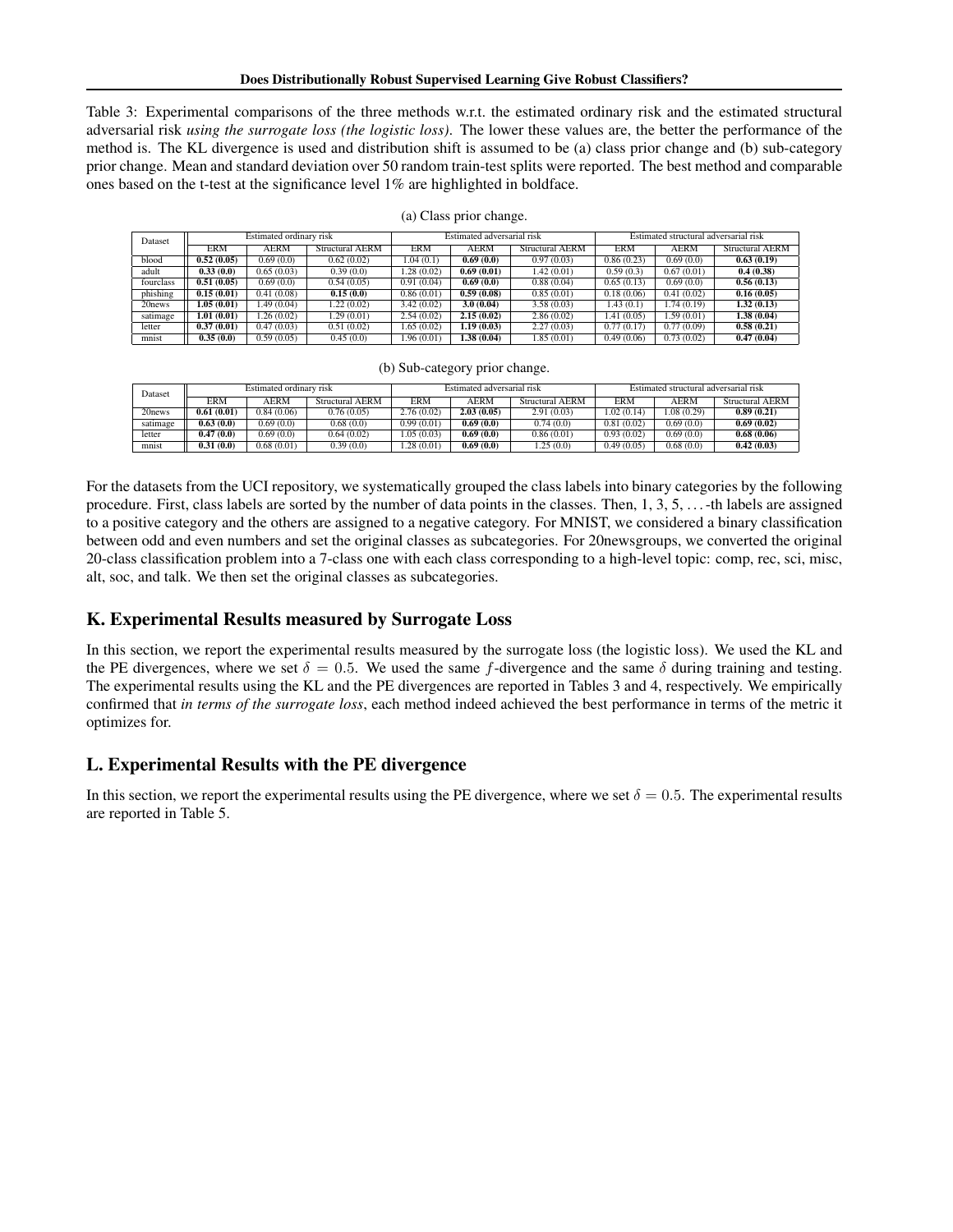Table 3: Experimental comparisons of the three methods w.r.t. the estimated ordinary risk and the estimated structural adversarial risk *using the surrogate loss (the logistic loss)*. The lower these values are, the better the performance of the method is. The KL divergence is used and distribution shift is assumed to be (a) class prior change and (b) sub-category prior change. Mean and standard deviation over 50 random train-test splits were reported. The best method and comparable ones based on the t-test at the significance level 1% are highlighted in boldface.

(a) Class prior change.

| Dataset | Estimated ordinary risk | | | Estimated adversarial risk | | | Estimated structural adversarial risk | | |
|---|---|---|---|---|---|---|---|---|---|
| | ERM | AERM | Structural AERM | ERM | AERM | Structural AERM | ERM | AERM | Structural AERM |
| blood | **0.52 (0.05)** | 0.69 (0.0) | 0.62 (0.02) | 1.04 (0.1) | **0.69 (0.0)** | 0.97 (0.03) | 0.86 (0.23) | 0.69 (0.0) | **0.63 (0.19)** |
| adult | **0.33 (0.0)** | 0.65 (0.03) | 0.39 (0.0) | 1.28 (0.02) | **0.69 (0.01)** | 1.42 (0.01) | 0.59 (0.3) | 0.67 (0.01) | **0.4 (0.38)** |
| fourclass | **0.51 (0.05)** | 0.69 (0.0) | 0.54 (0.05) | 0.91 (0.04) | **0.69 (0.0)** | 0.88 (0.04) | 0.65 (0.13) | 0.69 (0.0) | **0.56 (0.13)** |
| phishing | **0.15 (0.01)** | 0.41 (0.08) | **0.15 (0.0)** | 0.86 (0.01) | **0.59 (0.08)** | 0.85 (0.01) | 0.18 (0.06) | 0.41 (0.02) | **0.16 (0.05)** |
| 20news | **1.05 (0.01)** | 1.49 (0.04) | 1.22 (0.02) | 3.42 (0.02) | **3.0 (0.04)** | 3.58 (0.03) | 1.43 (0.1) | 1.74 (0.19) | **1.32 (0.13)** |
| satimage | **1.01 (0.01)** | 1.26 (0.02) | 1.29 (0.01) | 2.54 (0.02) | **2.15 (0.02)** | 2.86 (0.02) | 1.41 (0.05) | 1.59 (0.01) | **1.38 (0.04)** |
| letter | **0.37 (0.01)** | 0.47 (0.03) | 0.51 (0.02) | 1.65 (0.02) | **1.19 (0.03)** | 2.27 (0.03) | 0.77 (0.17) | 0.77 (0.09) | **0.58 (0.21)** |
| mnist | **0.35 (0.0)** | 0.59 (0.05) | 0.45 (0.0) | 1.96 (0.01) | **1.38 (0.04)** | 1.85 (0.01) | 0.49 (0.06) | 0.73 (0.02) | **0.47 (0.04)** |

(b) Sub-category prior change.

| Dataset | Estimated ordinary risk | | | Estimated adversarial risk | | | Estimated structural adversarial risk | | |
|---|---|---|---|---|---|---|---|---|---|
| | ERM | AERM | Structural AERM | ERM | AERM | Structural AERM | ERM | AERM | Structural AERM |
| 20news | **0.61 (0.01)** | 0.84 (0.06) | 0.76 (0.05) | 2.76 (0.02) | **2.03 (0.05)** | 2.91 (0.03) | 1.02 (0.14) | 1.08 (0.29) | **0.89 (0.21)** |
| satimage | **0.63 (0.0)** | 0.69 (0.0) | 0.68 (0.0) | 0.99 (0.01) | **0.69 (0.0)** | 0.74 (0.0) | 0.81 (0.02) | 0.69 (0.0) | **0.69 (0.02)** |
| letter | **0.47 (0.0)** | 0.69 (0.0) | 0.64 (0.02) | 1.05 (0.03) | **0.69 (0.0)** | 0.86 (0.01) | 0.93 (0.02) | 0.69 (0.0) | **0.68 (0.06)** |
| mnist | **0.31 (0.0)** | 0.68 (0.01) | 0.39 (0.0) | 1.28 (0.01) | **0.69 (0.0)** | 1.25 (0.0) | 0.49 (0.05) | 0.68 (0.0) | **0.42 (0.03)** |

For the datasets from the UCI repository, we systematically grouped the class labels into binary categories by the following procedure. First, class labels are sorted by the number of data points in the classes. Then, 1, 3, 5, ...-th labels are assigned to a positive category and the others are assigned to a negative category. For MNIST, we considered a binary classification between odd and even numbers and set the original classes as subcategories. For 20newsgroups, we converted the original 20-class classification problem into a 7-class one with each class corresponding to a high-level topic: comp, rec, sci, misc, alt, soc, and talk. We then set the original classes as subcategories.

## K. Experimental Results measured by Surrogate Loss

In this section, we report the experimental results measured by the surrogate loss (the logistic loss). We used the KL and the PE divergences, where we set $\delta = 0.5$. We used the same $f$-divergence and the same $\delta$ during training and testing. The experimental results using the KL and the PE divergences are reported in Tables 3 and 4, respectively. We empirically confirmed that *in terms of the surrogate loss*, each method indeed achieved the best performance in terms of the metric it optimizes for.

## L. Experimental Results with the PE divergence

In this section, we report the experimental results using the PE divergence, where we set $\delta = 0.5$. The experimental results are reported in Table 5.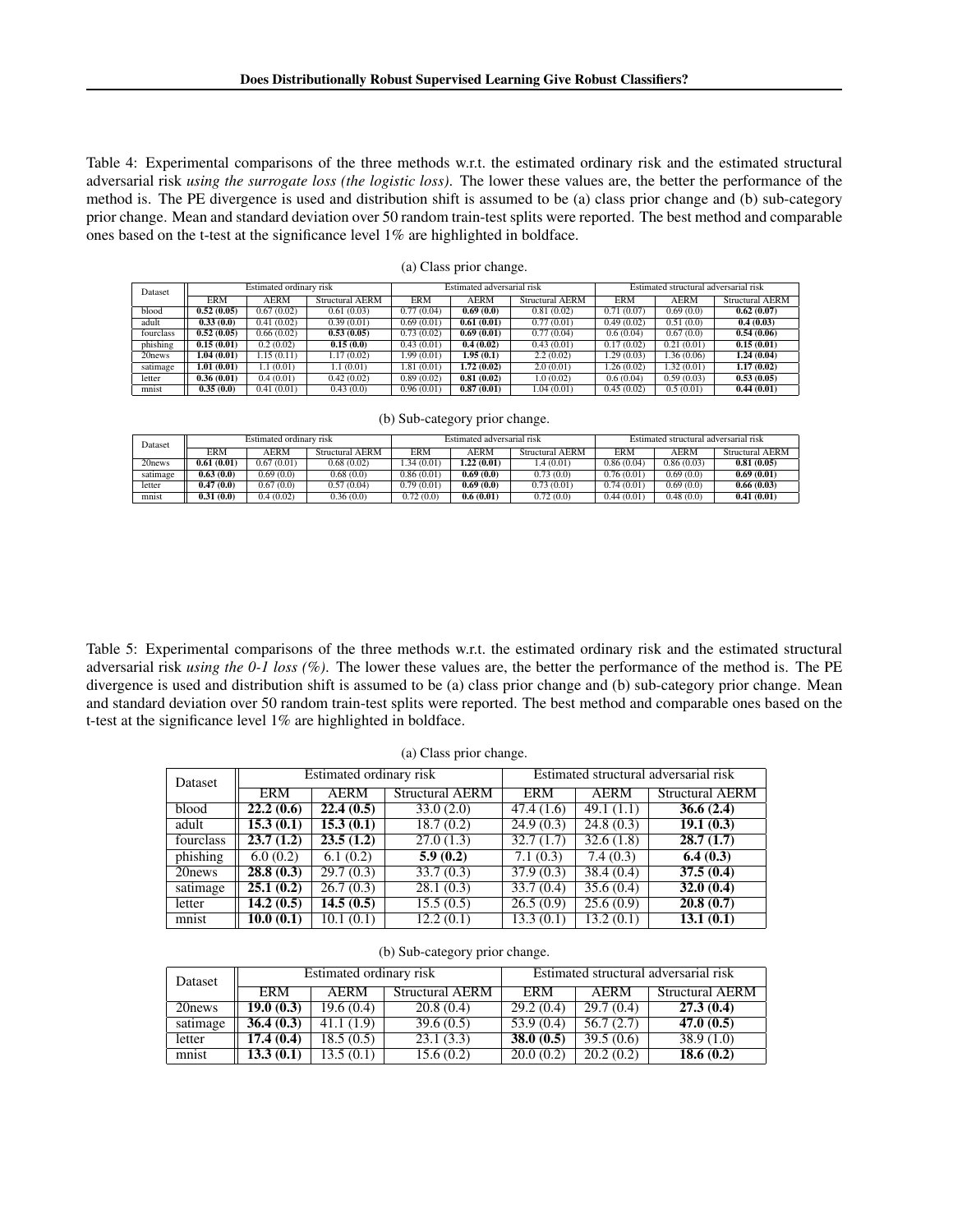Table 4: Experimental comparisons of the three methods w.r.t. the estimated ordinary risk and the estimated structural adversarial risk *using the surrogate loss (the logistic loss)*. The lower these values are, the better the performance of the method is. The PE divergence is used and distribution shift is assumed to be (a) class prior change and (b) sub-category prior change. Mean and standard deviation over 50 random train-test splits were reported. The best method and comparable ones based on the t-test at the significance level 1% are highlighted in boldface.

(a) Class prior change.

| Dataset | Estimated ordinary risk | | | Estimated adversarial risk | | | Estimated structural adversarial risk | | |
|---|---|---|---|---|---|---|---|---|---|
| | ERM | AERM | Structural AERM | ERM | AERM | Structural AERM | ERM | AERM | Structural AERM |
| blood | **0.52 (0.05)** | 0.67 (0.02) | 0.61 (0.03) | 0.77 (0.04) | **0.69 (0.0)** | 0.81 (0.02) | 0.71 (0.07) | 0.69 (0.0) | **0.62 (0.07)** |
| adult | **0.33 (0.0)** | 0.41 (0.02) | 0.39 (0.01) | 0.69 (0.01) | **0.61 (0.01)** | 0.77 (0.01) | 0.49 (0.02) | 0.51 (0.0) | **0.4 (0.03)** |
| fourclass | **0.52 (0.05)** | 0.66 (0.02) | **0.53 (0.05)** | 0.73 (0.02) | **0.69 (0.01)** | 0.77 (0.04) | 0.6 (0.04) | 0.67 (0.0) | **0.54 (0.06)** |
| phishing | **0.15 (0.01)** | 0.2 (0.02) | **0.15 (0.0)** | 0.43 (0.01) | **0.4 (0.02)** | 0.43 (0.01) | 0.17 (0.02) | 0.21 (0.01) | **0.15 (0.01)** |
| 20news | **1.04 (0.01)** | 1.15 (0.11) | 1.17 (0.02) | 1.99 (0.01) | **1.95 (0.1)** | 2.2 (0.02) | 1.29 (0.03) | 1.36 (0.06) | **1.24 (0.04)** |
| satimage | **1.01 (0.01)** | 1.1 (0.01) | 1.1 (0.01) | 1.81 (0.01) | **1.72 (0.02)** | 2.0 (0.01) | 1.26 (0.02) | 1.32 (0.01) | **1.17 (0.02)** |
| letter | **0.36 (0.01)** | 0.4 (0.01) | 0.42 (0.02) | 0.89 (0.02) | **0.81 (0.02)** | 1.0 (0.02) | 0.6 (0.04) | 0.59 (0.03) | **0.53 (0.05)** |
| mnist | **0.35 (0.0)** | 0.41 (0.01) | 0.43 (0.0) | 0.96 (0.01) | **0.87 (0.01)** | 1.04 (0.01) | 0.45 (0.02) | 0.5 (0.01) | **0.44 (0.01)** |

(b) Sub-category prior change.

| Dataset | Estimated ordinary risk | | | Estimated adversarial risk | | | Estimated structural adversarial risk | | |
|---|---|---|---|---|---|---|---|---|---|
| | ERM | AERM | Structural AERM | ERM | AERM | Structural AERM | ERM | AERM | Structural AERM |
| 20news | **0.61 (0.01)** | 0.67 (0.01) | 0.68 (0.02) | 1.34 (0.01) | **1.22 (0.01)** | 1.4 (0.01) | 0.86 (0.04) | 0.86 (0.03) | **0.81 (0.05)** |
| satimage | **0.63 (0.0)** | 0.69 (0.0) | 0.68 (0.0) | 0.86 (0.01) | **0.69 (0.0)** | 0.73 (0.0) | 0.76 (0.01) | 0.69 (0.0) | **0.69 (0.01)** |
| letter | **0.47 (0.0)** | 0.67 (0.0) | 0.57 (0.04) | 0.79 (0.01) | **0.69 (0.0)** | 0.73 (0.01) | 0.74 (0.01) | 0.69 (0.0) | **0.66 (0.03)** |
| mnist | **0.31 (0.0)** | 0.4 (0.02) | 0.36 (0.0) | 0.72 (0.0) | **0.6 (0.01)** | 0.72 (0.0) | 0.44 (0.01) | 0.48 (0.0) | **0.41 (0.01)** |

Table 5: Experimental comparisons of the three methods w.r.t. the estimated ordinary risk and the estimated structural adversarial risk *using the 0-1 loss (%)*. The lower these values are, the better the performance of the method is. The PE divergence is used and distribution shift is assumed to be (a) class prior change and (b) sub-category prior change. Mean and standard deviation over 50 random train-test splits were reported. The best method and comparable ones based on the t-test at the significance level 1% are highlighted in boldface.

(a) Class prior change.

| Dataset | Estimated ordinary risk | | | Estimated structural adversarial risk | | |
|---|---|---|---|---|---|---|
| | ERM | AERM | Structural AERM | ERM | AERM | Structural AERM |
| blood | **22.2 (0.6)** | **22.4 (0.5)** | 33.0 (2.0) | 47.4 (1.6) | 49.1 (1.1) | **36.6 (2.4)** |
| adult | **15.3 (0.1)** | **15.3 (0.1)** | 18.7 (0.2) | 24.9 (0.3) | 24.8 (0.3) | **19.1 (0.3)** |
| fourclass | **23.7 (1.2)** | **23.5 (1.2)** | 27.0 (1.3) | 32.7 (1.7) | 32.6 (1.8) | **28.7 (1.7)** |
| phishing | 6.0 (0.2) | 6.1 (0.2) | **5.9 (0.2)** | 7.1 (0.3) | 7.4 (0.3) | **6.4 (0.3)** |
| 20news | **28.8 (0.3)** | 29.7 (0.3) | 33.7 (0.3) | 37.9 (0.3) | 38.4 (0.4) | **37.5 (0.4)** |
| satimage | **25.1 (0.2)** | 26.7 (0.3) | 28.1 (0.3) | 33.7 (0.4) | 35.6 (0.4) | **32.0 (0.4)** |
| letter | **14.2 (0.5)** | **14.5 (0.5)** | 15.5 (0.5) | 26.5 (0.9) | 25.6 (0.9) | **20.8 (0.7)** |
| mnist | **10.0 (0.1)** | 10.1 (0.1) | 12.2 (0.1) | 13.3 (0.1) | 13.2 (0.1) | **13.1 (0.1)** |

(b) Sub-category prior change.

| Dataset | Estimated ordinary risk | | | Estimated structural adversarial risk | | |
|---|---|---|---|---|---|---|
| | ERM | AERM | Structural AERM | ERM | AERM | Structural AERM |
| 20news | **19.0 (0.3)** | 19.6 (0.4) | 20.8 (0.4) | 29.2 (0.4) | 29.7 (0.4) | **27.3 (0.4)** |
| satimage | **36.4 (0.3)** | 41.1 (1.9) | 39.6 (0.5) | 53.9 (0.4) | 56.7 (2.7) | **47.0 (0.5)** |
| letter | **17.4 (0.4)** | 18.5 (0.5) | 23.1 (3.3) | **38.0 (0.5)** | 39.5 (0.6) | 38.9 (1.0) |
| mnist | **13.3 (0.1)** | 13.5 (0.1) | 15.6 (0.2) | 20.0 (0.2) | 20.2 (0.2) | **18.6 (0.2)** |